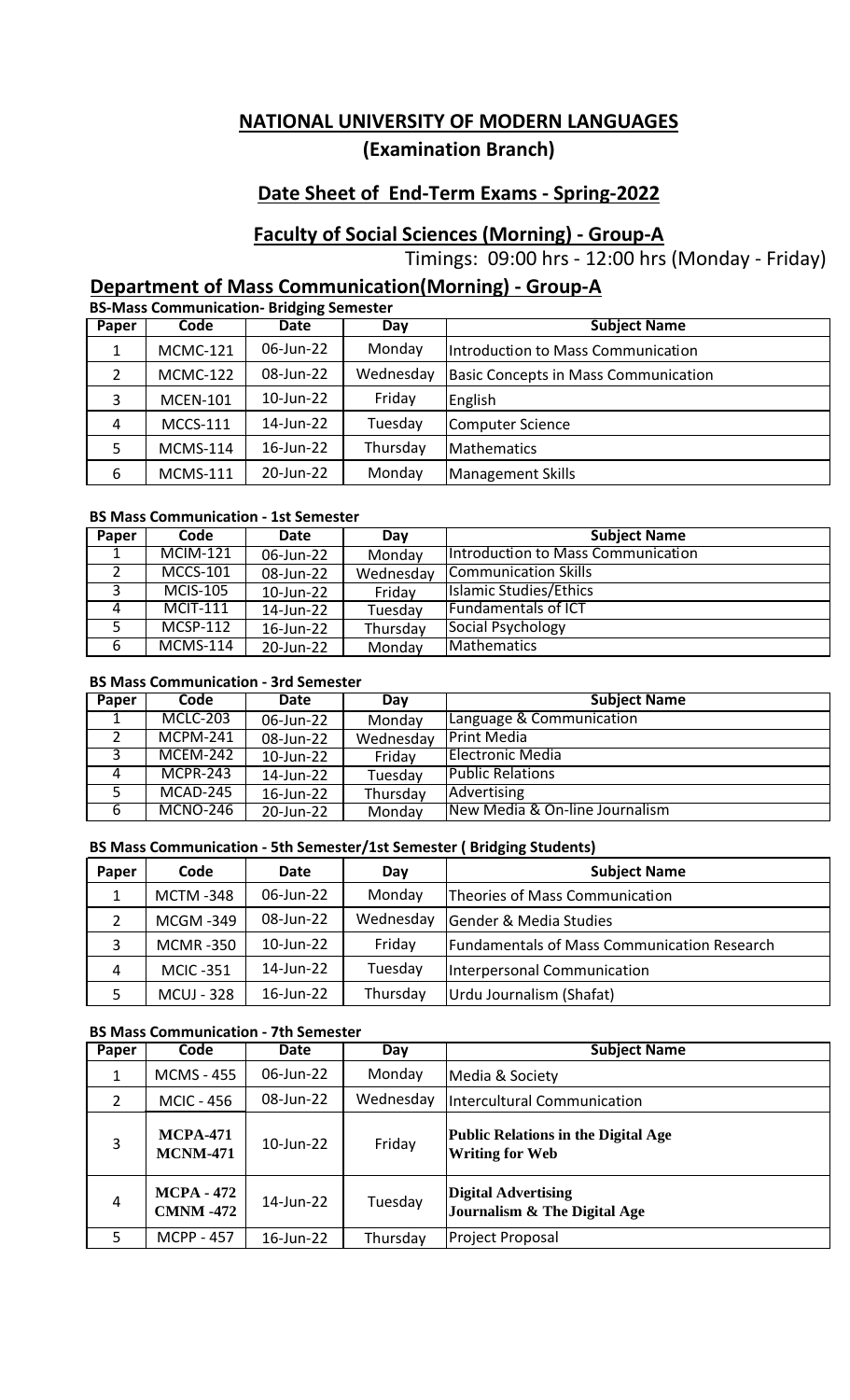# NATIONAL UNIVERSITY OF MODERN LANGUAGES

## (Examination Branch)

## Date Sheet of End-Term Exams - Spring-2022

## Faculty of Social Sciences (Morning) - Group-A

Timings: 09:00 hrs - 12:00 hrs (Monday - Friday)

## Department of Mass Communication(Morning) - Group-A

**BS-Mass Communication- Bridging Semester**

| Paper | Code | Date | Day | Subject Name |
|---|---|---|---|---|
| 1 | MCMC-121 | 06-Jun-22 | Monday | Introduction to Mass Communication |
| 2 | MCMC-122 | 08-Jun-22 | Wednesday | Basic Concepts in Mass Communication |
| 3 | MCEN-101 | 10-Jun-22 | Friday | English |
| 4 | MCCS-111 | 14-Jun-22 | Tuesday | Computer Science |
| 5 | MCMS-114 | 16-Jun-22 | Thursday | Mathematics |
| 6 | MCMS-111 | 20-Jun-22 | Monday | Management Skills |

**BS Mass Communication - 1st Semester**

| Paper | Code | Date | Day | Subject Name |
|---|---|---|---|---|
| 1 | MCIM-121 | 06-Jun-22 | Monday | Introduction to Mass Communication |
| 2 | MCCS-101 | 08-Jun-22 | Wednesday | Communication Skills |
| 3 | MCIS-105 | 10-Jun-22 | Friday | Islamic Studies/Ethics |
| 4 | MCIT-111 | 14-Jun-22 | Tuesday | Fundamentals of ICT |
| 5 | MCSP-112 | 16-Jun-22 | Thursday | Social Psychology |
| 6 | MCMS-114 | 20-Jun-22 | Monday | Mathematics |

**BS Mass Communication - 3rd Semester**

| Paper | Code | Date | Day | Subject Name |
|---|---|---|---|---|
| 1 | MCLC-203 | 06-Jun-22 | Monday | Language & Communication |
| 2 | MCPM-241 | 08-Jun-22 | Wednesday | Print Media |
| 3 | MCEM-242 | 10-Jun-22 | Friday | Electronic Media |
| 4 | MCPR-243 | 14-Jun-22 | Tuesday | Public Relations |
| 5 | MCAD-245 | 16-Jun-22 | Thursday | Advertising |
| 6 | MCNO-246 | 20-Jun-22 | Monday | New Media & On-line Journalism |

**BS Mass Communication - 5th Semester/1st Semester ( Bridging Students)**

| Paper | Code | Date | Day | Subject Name |
|---|---|---|---|---|
| 1 | MCTM -348 | 06-Jun-22 | Monday | Theories of Mass Communication |
| 2 | MCGM -349 | 08-Jun-22 | Wednesday | Gender & Media Studies |
| 3 | MCMR -350 | 10-Jun-22 | Friday | Fundamentals of Mass Communication Research |
| 4 | MCIC -351 | 14-Jun-22 | Tuesday | Interpersonal Communication |
| 5 | MCUJ - 328 | 16-Jun-22 | Thursday | Urdu Journalism (Shafat) |

**BS Mass Communication - 7th Semester**

| Paper | Code | Date | Day | Subject Name |
|---|---|---|---|---|
| 1 | MCMS - 455 | 06-Jun-22 | Monday | Media & Society |
| 2 | MCIC - 456 | 08-Jun-22 | Wednesday | Intercultural Communication |
| 3 | **MCPA-471**<br>**MCNM-471** | 10-Jun-22 | Friday | **Public Relations in the Digital Age**<br>**Writing for Web** |
| 4 | **MCPA - 472**<br>**CMNM -472** | 14-Jun-22 | Tuesday | **Digital Advertising**<br>**Journalism & The Digital Age** |
| 5 | MCPP - 457 | 16-Jun-22 | Thursday | Project Proposal |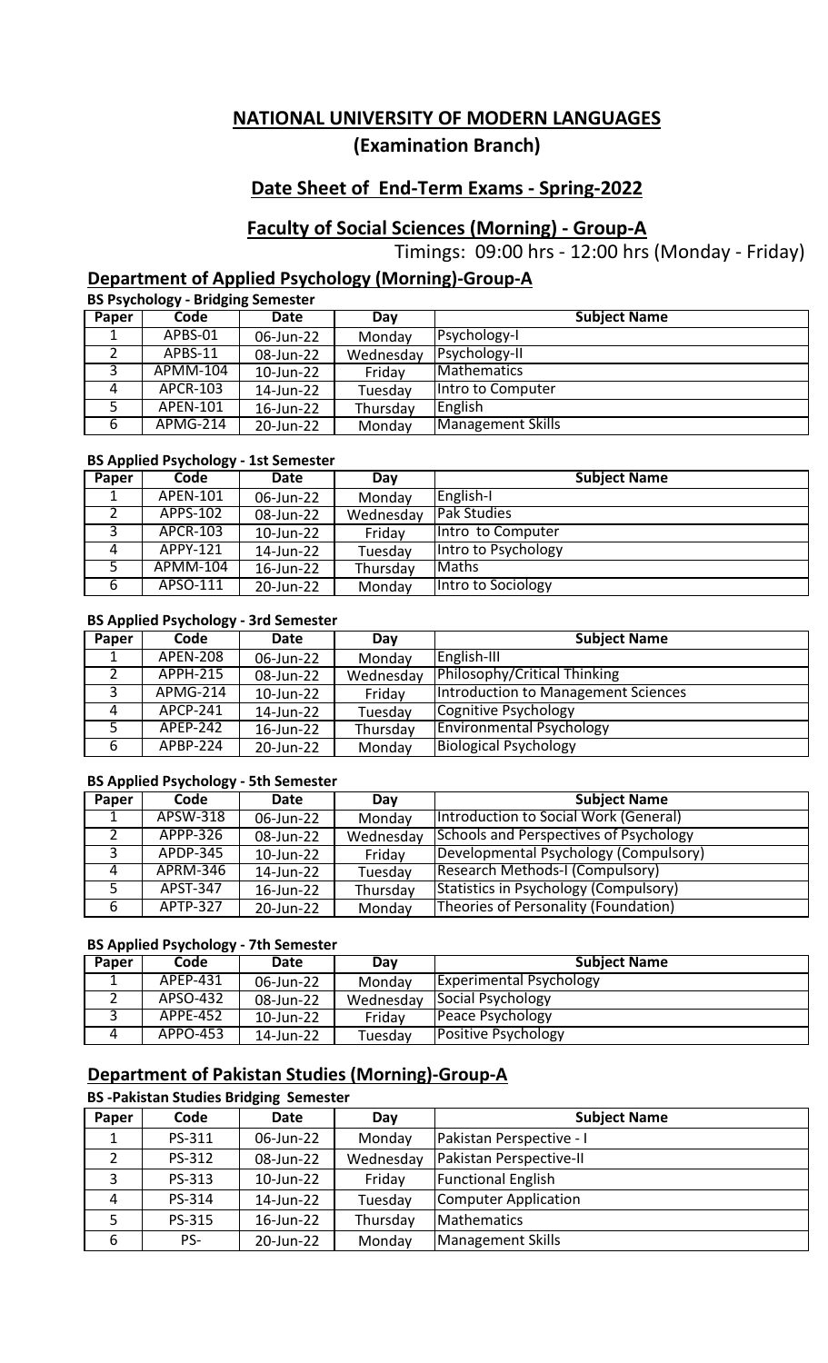# NATIONAL UNIVERSITY OF MODERN LANGUAGES

## (Examination Branch)

## Date Sheet of End-Term Exams - Spring-2022

## Faculty of Social Sciences (Morning) - Group-A

Timings: 09:00 hrs - 12:00 hrs (Monday - Friday)

## Department of Applied Psychology (Morning)-Group-A

### BS Psychology - Bridging Semester

| Paper | Code | Date | Day | Subject Name |
|---|---|---|---|---|
| 1 | APBS-01 | 06-Jun-22 | Monday | Psychology-I |
| 2 | APBS-11 | 08-Jun-22 | Wednesday | Psychology-II |
| 3 | APMM-104 | 10-Jun-22 | Friday | Mathematics |
| 4 | APCR-103 | 14-Jun-22 | Tuesday | Intro to Computer |
| 5 | APEN-101 | 16-Jun-22 | Thursday | English |
| 6 | APMG-214 | 20-Jun-22 | Monday | Management Skills |

### BS Applied Psychology - 1st Semester

| Paper | Code | Date | Day | Subject Name |
|---|---|---|---|---|
| 1 | APEN-101 | 06-Jun-22 | Monday | English-I |
| 2 | APPS-102 | 08-Jun-22 | Wednesday | Pak Studies |
| 3 | APCR-103 | 10-Jun-22 | Friday | Intro to Computer |
| 4 | APPY-121 | 14-Jun-22 | Tuesday | Intro to Psychology |
| 5 | APMM-104 | 16-Jun-22 | Thursday | Maths |
| 6 | APSO-111 | 20-Jun-22 | Monday | Intro to Sociology |

### BS Applied Psychology - 3rd Semester

| Paper | Code | Date | Day | Subject Name |
|---|---|---|---|---|
| 1 | APEN-208 | 06-Jun-22 | Monday | English-III |
| 2 | APPH-215 | 08-Jun-22 | Wednesday | Philosophy/Critical Thinking |
| 3 | APMG-214 | 10-Jun-22 | Friday | Introduction to Management Sciences |
| 4 | APCP-241 | 14-Jun-22 | Tuesday | Cognitive Psychology |
| 5 | APEP-242 | 16-Jun-22 | Thursday | Environmental Psychology |
| 6 | APBP-224 | 20-Jun-22 | Monday | Biological Psychology |

### BS Applied Psychology - 5th Semester

| Paper | Code | Date | Day | Subject Name |
|---|---|---|---|---|
| 1 | APSW-318 | 06-Jun-22 | Monday | Introduction to Social Work (General) |
| 2 | APPP-326 | 08-Jun-22 | Wednesday | Schools and Perspectives of Psychology |
| 3 | APDP-345 | 10-Jun-22 | Friday | Developmental Psychology (Compulsory) |
| 4 | APRM-346 | 14-Jun-22 | Tuesday | Research Methods-I (Compulsory) |
| 5 | APST-347 | 16-Jun-22 | Thursday | Statistics in Psychology (Compulsory) |
| 6 | APTP-327 | 20-Jun-22 | Monday | Theories of Personality (Foundation) |

### BS Applied Psychology - 7th Semester

| Paper | Code | Date | Day | Subject Name |
|---|---|---|---|---|
| 1 | APEP-431 | 06-Jun-22 | Monday | Experimental Psychology |
| 2 | APSO-432 | 08-Jun-22 | Wednesday | Social Psychology |
| 3 | APPE-452 | 10-Jun-22 | Friday | Peace Psychology |
| 4 | APPO-453 | 14-Jun-22 | Tuesday | Positive Psychology |

## Department of Pakistan Studies (Morning)-Group-A

### BS -Pakistan Studies Bridging Semester

| Paper | Code | Date | Day | Subject Name |
|---|---|---|---|---|
| 1 | PS-311 | 06-Jun-22 | Monday | Pakistan Perspective - I |
| 2 | PS-312 | 08-Jun-22 | Wednesday | Pakistan Perspective-II |
| 3 | PS-313 | 10-Jun-22 | Friday | Functional English |
| 4 | PS-314 | 14-Jun-22 | Tuesday | Computer Application |
| 5 | PS-315 | 16-Jun-22 | Thursday | Mathematics |
| 6 | PS- | 20-Jun-22 | Monday | Management Skills |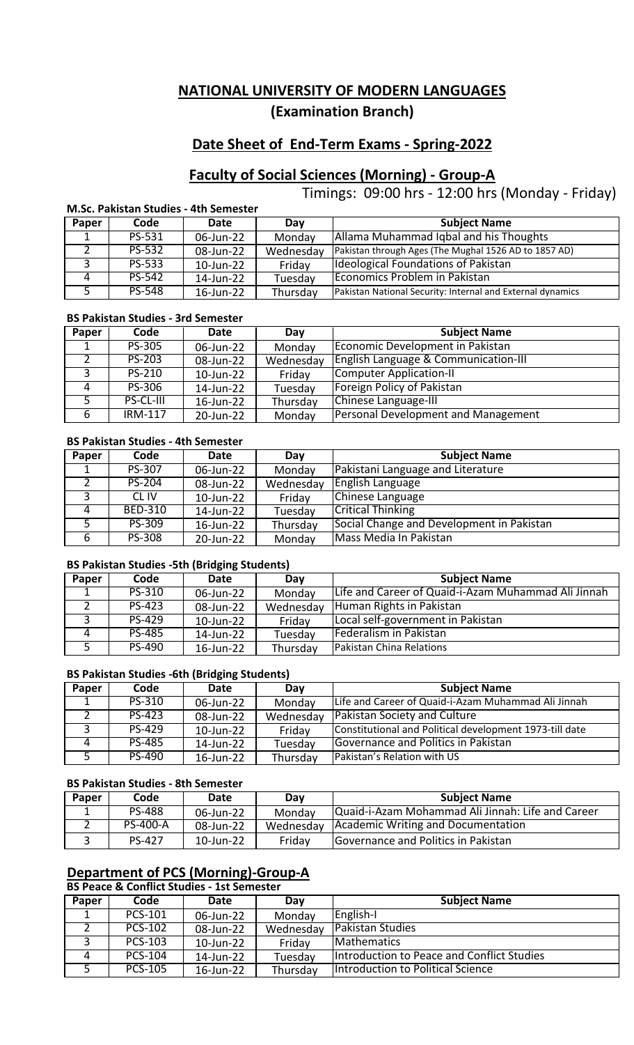# NATIONAL UNIVERSITY OF MODERN LANGUAGES

## (Examination Branch)

## Date Sheet of End-Term Exams - Spring-2022

## Faculty of Social Sciences (Morning) - Group-A

Timings: 09:00 hrs - 12:00 hrs (Monday - Friday)

### M.Sc. Pakistan Studies - 4th Semester

| Paper | Code | Date | Day | Subject Name |
|---|---|---|---|---|
| 1 | PS-531 | 06-Jun-22 | Monday | Allama Muhammad Iqbal and his Thoughts |
| 2 | PS-532 | 08-Jun-22 | Wednesday | Pakistan through Ages (The Mughal 1526 AD to 1857 AD) |
| 3 | PS-533 | 10-Jun-22 | Friday | Ideological Foundations of Pakistan |
| 4 | PS-542 | 14-Jun-22 | Tuesday | Economics Problem in Pakistan |
| 5 | PS-548 | 16-Jun-22 | Thursday | Pakistan National Security: Internal and External dynamics |

### BS Pakistan Studies - 3rd Semester

| Paper | Code | Date | Day | Subject Name |
|---|---|---|---|---|
| 1 | PS-305 | 06-Jun-22 | Monday | Economic Development in Pakistan |
| 2 | PS-203 | 08-Jun-22 | Wednesday | English Language & Communication-III |
| 3 | PS-210 | 10-Jun-22 | Friday | Computer Application-II |
| 4 | PS-306 | 14-Jun-22 | Tuesday | Foreign Policy of Pakistan |
| 5 | PS-CL-III | 16-Jun-22 | Thursday | Chinese Language-III |
| 6 | IRM-117 | 20-Jun-22 | Monday | Personal Development and Management |

### BS Pakistan Studies - 4th Semester

| Paper | Code | Date | Day | Subject Name |
|---|---|---|---|---|
| 1 | PS-307 | 06-Jun-22 | Monday | Pakistani Language and Literature |
| 2 | PS-204 | 08-Jun-22 | Wednesday | English Language |
| 3 | CL IV | 10-Jun-22 | Friday | Chinese Language |
| 4 | BED-310 | 14-Jun-22 | Tuesday | Critical Thinking |
| 5 | PS-309 | 16-Jun-22 | Thursday | Social Change and Development in Pakistan |
| 6 | PS-308 | 20-Jun-22 | Monday | Mass Media In Pakistan |

### BS Pakistan Studies -5th (Bridging Students)

| Paper | Code | Date | Day | Subject Name |
|---|---|---|---|---|
| 1 | PS-310 | 06-Jun-22 | Monday | Life and Career of Quaid-i-Azam Muhammad Ali Jinnah |
| 2 | PS-423 | 08-Jun-22 | Wednesday | Human Rights in Pakistan |
| 3 | PS-429 | 10-Jun-22 | Friday | Local self-government in Pakistan |
| 4 | PS-485 | 14-Jun-22 | Tuesday | Federalism in Pakistan |
| 5 | PS-490 | 16-Jun-22 | Thursday | Pakistan China Relations |

### BS Pakistan Studies -6th (Bridging Students)

| Paper | Code | Date | Day | Subject Name |
|---|---|---|---|---|
| 1 | PS-310 | 06-Jun-22 | Monday | Life and Career of Quaid-i-Azam Muhammad Ali Jinnah |
| 2 | PS-423 | 08-Jun-22 | Wednesday | Pakistan Society and Culture |
| 3 | PS-429 | 10-Jun-22 | Friday | Constitutional and Political development 1973-till date |
| 4 | PS-485 | 14-Jun-22 | Tuesday | Governance and Politics in Pakistan |
| 5 | PS-490 | 16-Jun-22 | Thursday | Pakistan's Relation with US |

### BS Pakistan Studies - 8th Semester

| Paper | Code | Date | Day | Subject Name |
|---|---|---|---|---|
| 1 | PS-488 | 06-Jun-22 | Monday | Quaid-i-Azam Mohammad Ali Jinnah: Life and Career |
| 2 | PS-400-A | 08-Jun-22 | Wednesday | Academic Writing and Documentation |
| 3 | PS-427 | 10-Jun-22 | Friday | Governance and Politics in Pakistan |

## Department of PCS (Morning)-Group-A

### BS Peace & Conflict Studies - 1st Semester

| Paper | Code | Date | Day | Subject Name |
|---|---|---|---|---|
| 1 | PCS-101 | 06-Jun-22 | Monday | English-I |
| 2 | PCS-102 | 08-Jun-22 | Wednesday | Pakistan Studies |
| 3 | PCS-103 | 10-Jun-22 | Friday | Mathematics |
| 4 | PCS-104 | 14-Jun-22 | Tuesday | Introduction to Peace and Conflict Studies |
| 5 | PCS-105 | 16-Jun-22 | Thursday | Introduction to Political Science |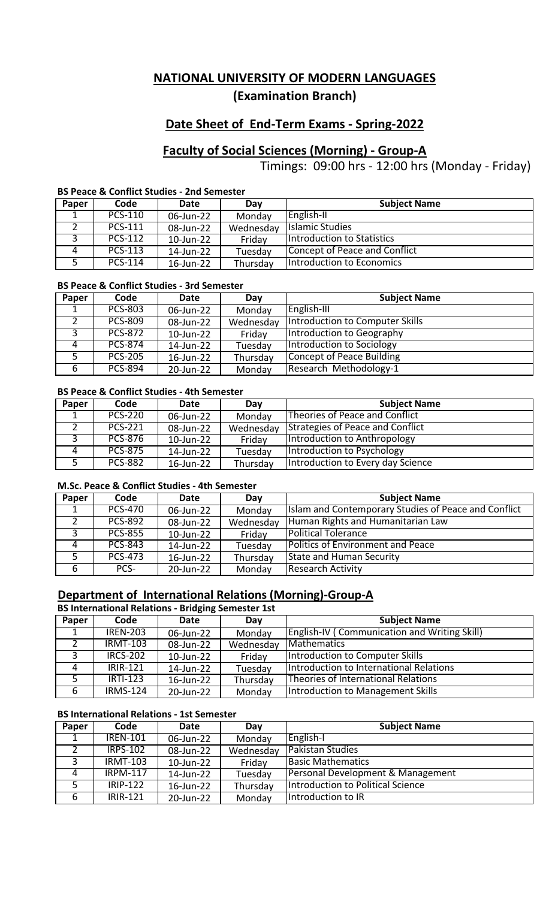# NATIONAL UNIVERSITY OF MODERN LANGUAGES

## (Examination Branch)

## Date Sheet of End-Term Exams - Spring-2022

## Faculty of Social Sciences (Morning) - Group-A

Timings: 09:00 hrs - 12:00 hrs (Monday - Friday)

**BS Peace & Conflict Studies - 2nd Semester**

| Paper | Code | Date | Day | Subject Name |
|---|---|---|---|---|
| 1 | PCS-110 | 06-Jun-22 | Monday | English-II |
| 2 | PCS-111 | 08-Jun-22 | Wednesday | Islamic Studies |
| 3 | PCS-112 | 10-Jun-22 | Friday | Introduction to Statistics |
| 4 | PCS-113 | 14-Jun-22 | Tuesday | Concept of Peace and Conflict |
| 5 | PCS-114 | 16-Jun-22 | Thursday | Introduction to Economics |

**BS Peace & Conflict Studies - 3rd Semester**

| Paper | Code | Date | Day | Subject Name |
|---|---|---|---|---|
| 1 | PCS-803 | 06-Jun-22 | Monday | English-III |
| 2 | PCS-809 | 08-Jun-22 | Wednesday | Introduction to Computer Skills |
| 3 | PCS-872 | 10-Jun-22 | Friday | Introduction to Geography |
| 4 | PCS-874 | 14-Jun-22 | Tuesday | Introduction to Sociology |
| 5 | PCS-205 | 16-Jun-22 | Thursday | Concept of Peace Building |
| 6 | PCS-894 | 20-Jun-22 | Monday | Research Methodology-1 |

**BS Peace & Conflict Studies - 4th Semester**

| Paper | Code | Date | Day | Subject Name |
|---|---|---|---|---|
| 1 | PCS-220 | 06-Jun-22 | Monday | Theories of Peace and Conflict |
| 2 | PCS-221 | 08-Jun-22 | Wednesday | Strategies of Peace and Conflict |
| 3 | PCS-876 | 10-Jun-22 | Friday | Introduction to Anthropology |
| 4 | PCS-875 | 14-Jun-22 | Tuesday | Introduction to Psychology |
| 5 | PCS-882 | 16-Jun-22 | Thursday | Introduction to Every day Science |

**M.Sc. Peace & Conflict Studies - 4th Semester**

| Paper | Code | Date | Day | Subject Name |
|---|---|---|---|---|
| 1 | PCS-470 | 06-Jun-22 | Monday | Islam and Contemporary Studies of Peace and Conflict |
| 2 | PCS-892 | 08-Jun-22 | Wednesday | Human Rights and Humanitarian Law |
| 3 | PCS-855 | 10-Jun-22 | Friday | Political Tolerance |
| 4 | PCS-843 | 14-Jun-22 | Tuesday | Politics of Environment and Peace |
| 5 | PCS-473 | 16-Jun-22 | Thursday | State and Human Security |
| 6 | PCS- | 20-Jun-22 | Monday | Research Activity |

## Department of International Relations (Morning)-Group-A

**BS International Relations - Bridging Semester 1st**

| Paper | Code | Date | Day | Subject Name |
|---|---|---|---|---|
| 1 | IREN-203 | 06-Jun-22 | Monday | English-IV ( Communication and Writing Skill) |
| 2 | IRMT-103 | 08-Jun-22 | Wednesday | Mathematics |
| 3 | IRCS-202 | 10-Jun-22 | Friday | Introduction to Computer Skills |
| 4 | IRIR-121 | 14-Jun-22 | Tuesday | Introduction to International Relations |
| 5 | IRTI-123 | 16-Jun-22 | Thursday | Theories of International Relations |
| 6 | IRMS-124 | 20-Jun-22 | Monday | Introduction to Management Skills |

**BS International Relations - 1st Semester**

| Paper | Code | Date | Day | Subject Name |
|---|---|---|---|---|
| 1 | IREN-101 | 06-Jun-22 | Monday | English-I |
| 2 | IRPS-102 | 08-Jun-22 | Wednesday | Pakistan Studies |
| 3 | IRMT-103 | 10-Jun-22 | Friday | Basic Mathematics |
| 4 | IRPM-117 | 14-Jun-22 | Tuesday | Personal Development & Management |
| 5 | IRIP-122 | 16-Jun-22 | Thursday | Introduction to Political Science |
| 6 | IRIR-121 | 20-Jun-22 | Monday | Introduction to IR |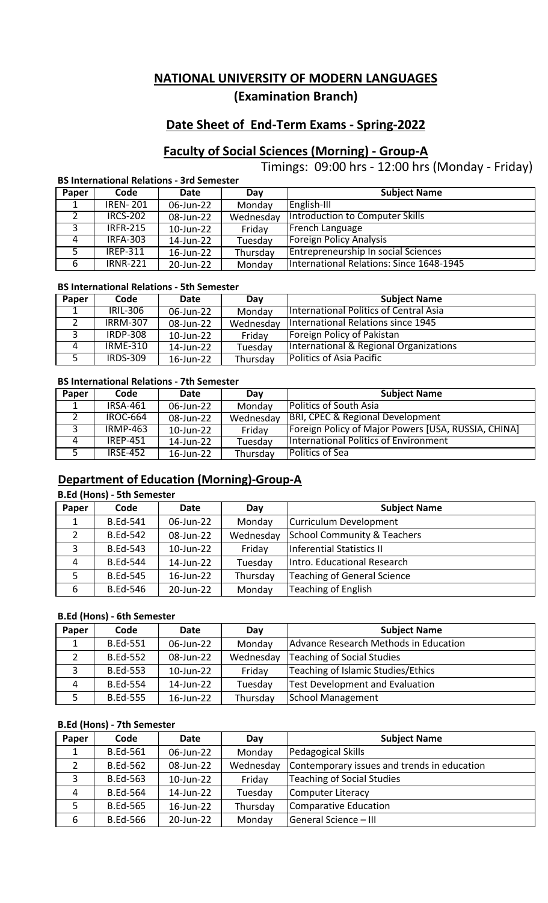# NATIONAL UNIVERSITY OF MODERN LANGUAGES

## (Examination Branch)

## Date Sheet of End-Term Exams - Spring-2022

## Faculty of Social Sciences (Morning) - Group-A

Timings: 09:00 hrs - 12:00 hrs (Monday - Friday)

**BS International Relations - 3rd Semester**

| Paper | Code | Date | Day | Subject Name |
|---|---|---|---|---|
| 1 | IREN- 201 | 06-Jun-22 | Monday | English-III |
| 2 | IRCS-202 | 08-Jun-22 | Wednesday | Introduction to Computer Skills |
| 3 | IRFR-215 | 10-Jun-22 | Friday | French Language |
| 4 | IRFA-303 | 14-Jun-22 | Tuesday | Foreign Policy Analysis |
| 5 | IREP-311 | 16-Jun-22 | Thursday | Entrepreneurship In social Sciences |
| 6 | IRNR-221 | 20-Jun-22 | Monday | International Relations: Since 1648-1945 |

**BS International Relations - 5th Semester**

| Paper | Code | Date | Day | Subject Name |
|---|---|---|---|---|
| 1 | IRIL-306 | 06-Jun-22 | Monday | International Politics of Central Asia |
| 2 | IRRM-307 | 08-Jun-22 | Wednesday | International Relations since 1945 |
| 3 | IRDP-308 | 10-Jun-22 | Friday | Foreign Policy of Pakistan |
| 4 | IRME-310 | 14-Jun-22 | Tuesday | International & Regional Organizations |
| 5 | IRDS-309 | 16-Jun-22 | Thursday | Politics of Asia Pacific |

**BS International Relations - 7th Semester**

| Paper | Code | Date | Day | Subject Name |
|---|---|---|---|---|
| 1 | IRSA-461 | 06-Jun-22 | Monday | Politics of South Asia |
| 2 | IROC-664 | 08-Jun-22 | Wednesday | BRI, CPEC & Regional Development |
| 3 | IRMP-463 | 10-Jun-22 | Friday | Foreign Policy of Major Powers [USA, RUSSIA, CHINA] |
| 4 | IREP-451 | 14-Jun-22 | Tuesday | International Politics of Environment |
| 5 | IRSE-452 | 16-Jun-22 | Thursday | Politics of Sea |

## Department of Education (Morning)-Group-A

**B.Ed (Hons) - 5th Semester**

| Paper | Code | Date | Day | Subject Name |
|---|---|---|---|---|
| 1 | B.Ed-541 | 06-Jun-22 | Monday | Curriculum Development |
| 2 | B.Ed-542 | 08-Jun-22 | Wednesday | School Community & Teachers |
| 3 | B.Ed-543 | 10-Jun-22 | Friday | Inferential Statistics II |
| 4 | B.Ed-544 | 14-Jun-22 | Tuesday | Intro. Educational Research |
| 5 | B.Ed-545 | 16-Jun-22 | Thursday | Teaching of General Science |
| 6 | B.Ed-546 | 20-Jun-22 | Monday | Teaching of English |

**B.Ed (Hons) - 6th Semester**

| Paper | Code | Date | Day | Subject Name |
|---|---|---|---|---|
| 1 | B.Ed-551 | 06-Jun-22 | Monday | Advance Research Methods in Education |
| 2 | B.Ed-552 | 08-Jun-22 | Wednesday | Teaching of Social Studies |
| 3 | B.Ed-553 | 10-Jun-22 | Friday | Teaching of Islamic Studies/Ethics |
| 4 | B.Ed-554 | 14-Jun-22 | Tuesday | Test Development and Evaluation |
| 5 | B.Ed-555 | 16-Jun-22 | Thursday | School Management |

**B.Ed (Hons) - 7th Semester**

| Paper | Code | Date | Day | Subject Name |
|---|---|---|---|---|
| 1 | B.Ed-561 | 06-Jun-22 | Monday | Pedagogical Skills |
| 2 | B.Ed-562 | 08-Jun-22 | Wednesday | Contemporary issues and trends in education |
| 3 | B.Ed-563 | 10-Jun-22 | Friday | Teaching of Social Studies |
| 4 | B.Ed-564 | 14-Jun-22 | Tuesday | Computer Literacy |
| 5 | B.Ed-565 | 16-Jun-22 | Thursday | Comparative Education |
| 6 | B.Ed-566 | 20-Jun-22 | Monday | General Science – III |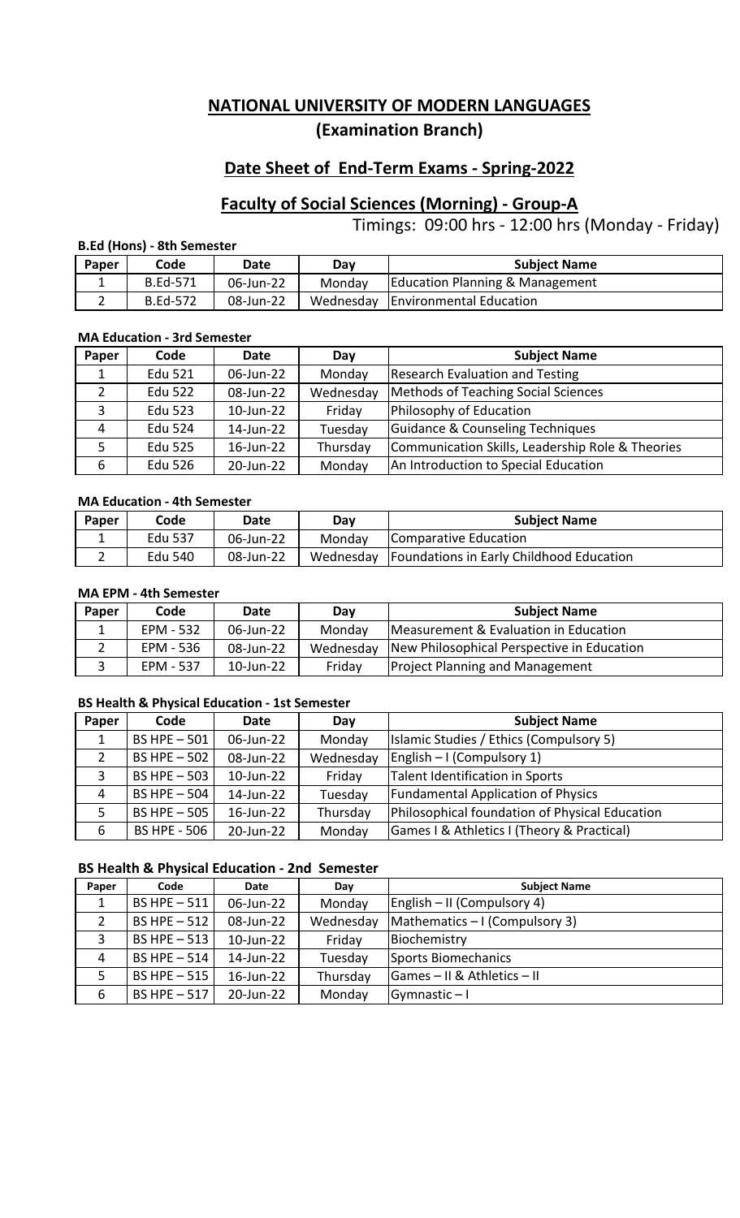# NATIONAL UNIVERSITY OF MODERN LANGUAGES

## (Examination Branch)

## Date Sheet of End-Term Exams - Spring-2022

## Faculty of Social Sciences (Morning) - Group-A

Timings: 09:00 hrs - 12:00 hrs (Monday - Friday)

**B.Ed (Hons) - 8th Semester**

| Paper | Code | Date | Day | Subject Name |
|---|---|---|---|---|
| 1 | B.Ed-571 | 06-Jun-22 | Monday | Education Planning & Management |
| 2 | B.Ed-572 | 08-Jun-22 | Wednesday | Environmental Education |

**MA Education - 3rd Semester**

| Paper | Code | Date | Day | Subject Name |
|---|---|---|---|---|
| 1 | Edu 521 | 06-Jun-22 | Monday | Research Evaluation and Testing |
| 2 | Edu 522 | 08-Jun-22 | Wednesday | Methods of Teaching Social Sciences |
| 3 | Edu 523 | 10-Jun-22 | Friday | Philosophy of Education |
| 4 | Edu 524 | 14-Jun-22 | Tuesday | Guidance & Counseling Techniques |
| 5 | Edu 525 | 16-Jun-22 | Thursday | Communication Skills, Leadership Role & Theories |
| 6 | Edu 526 | 20-Jun-22 | Monday | An Introduction to Special Education |

**MA Education - 4th Semester**

| Paper | Code | Date | Day | Subject Name |
|---|---|---|---|---|
| 1 | Edu 537 | 06-Jun-22 | Monday | Comparative Education |
| 2 | Edu 540 | 08-Jun-22 | Wednesday | Foundations in Early Childhood Education |

**MA EPM - 4th Semester**

| Paper | Code | Date | Day | Subject Name |
|---|---|---|---|---|
| 1 | EPM - 532 | 06-Jun-22 | Monday | Measurement & Evaluation in Education |
| 2 | EPM - 536 | 08-Jun-22 | Wednesday | New Philosophical Perspective in Education |
| 3 | EPM - 537 | 10-Jun-22 | Friday | Project Planning and Management |

**BS Health & Physical Education - 1st Semester**

| Paper | Code | Date | Day | Subject Name |
|---|---|---|---|---|
| 1 | BS HPE – 501 | 06-Jun-22 | Monday | Islamic Studies / Ethics (Compulsory 5) |
| 2 | BS HPE – 502 | 08-Jun-22 | Wednesday | English – I (Compulsory 1) |
| 3 | BS HPE – 503 | 10-Jun-22 | Friday | Talent Identification in Sports |
| 4 | BS HPE – 504 | 14-Jun-22 | Tuesday | Fundamental Application of Physics |
| 5 | BS HPE – 505 | 16-Jun-22 | Thursday | Philosophical foundation of Physical Education |
| 6 | BS HPE - 506 | 20-Jun-22 | Monday | Games I & Athletics I (Theory & Practical) |

**BS Health & Physical Education - 2nd Semester**

| Paper | Code | Date | Day | Subject Name |
|---|---|---|---|---|
| 1 | BS HPE – 511 | 06-Jun-22 | Monday | English – II (Compulsory 4) |
| 2 | BS HPE – 512 | 08-Jun-22 | Wednesday | Mathematics – I (Compulsory 3) |
| 3 | BS HPE – 513 | 10-Jun-22 | Friday | Biochemistry |
| 4 | BS HPE – 514 | 14-Jun-22 | Tuesday | Sports Biomechanics |
| 5 | BS HPE – 515 | 16-Jun-22 | Thursday | Games – II & Athletics – II |
| 6 | BS HPE – 517 | 20-Jun-22 | Monday | Gymnastic – I |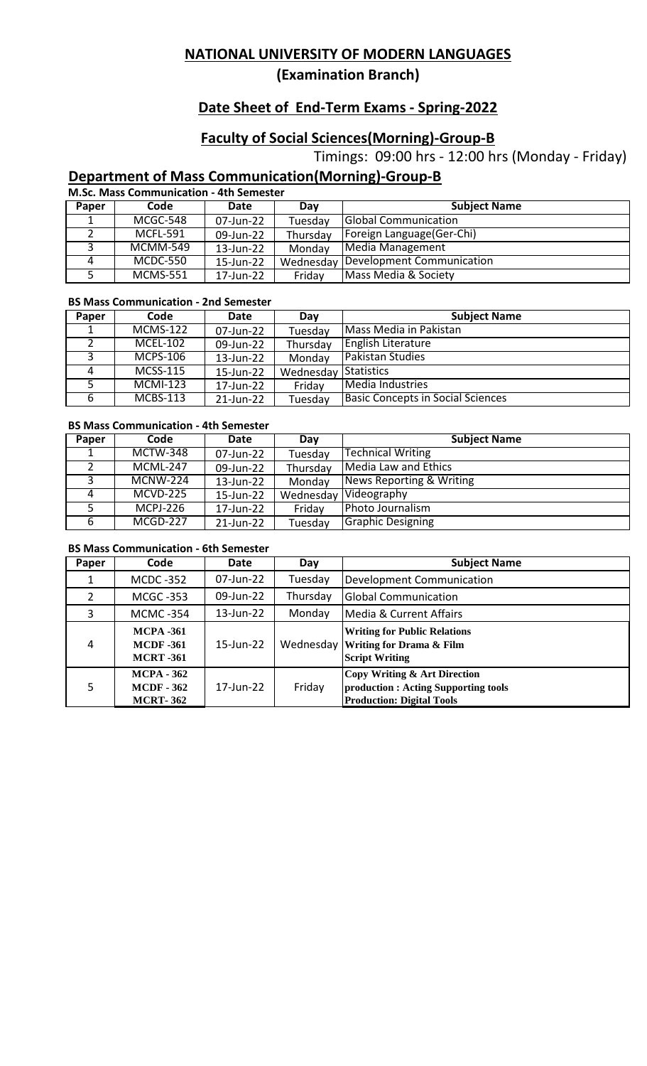# NATIONAL UNIVERSITY OF MODERN LANGUAGES

## (Examination Branch)

## Date Sheet of End-Term Exams - Spring-2022

## Faculty of Social Sciences(Morning)-Group-B

Timings: 09:00 hrs - 12:00 hrs (Monday - Friday)

## Department of Mass Communication(Morning)-Group-B

**M.Sc. Mass Communication - 4th Semester**

| Paper | Code | Date | Day | Subject Name |
|---|---|---|---|---|
| 1 | MCGC-548 | 07-Jun-22 | Tuesday | Global Communication |
| 2 | MCFL-591 | 09-Jun-22 | Thursday | Foreign Language(Ger-Chi) |
| 3 | MCMM-549 | 13-Jun-22 | Monday | Media Management |
| 4 | MCDC-550 | 15-Jun-22 | Wednesday | Development Communication |
| 5 | MCMS-551 | 17-Jun-22 | Friday | Mass Media & Society |

**BS Mass Communication - 2nd Semester**

| Paper | Code | Date | Day | Subject Name |
|---|---|---|---|---|
| 1 | MCMS-122 | 07-Jun-22 | Tuesday | Mass Media in Pakistan |
| 2 | MCEL-102 | 09-Jun-22 | Thursday | English Literature |
| 3 | MCPS-106 | 13-Jun-22 | Monday | Pakistan Studies |
| 4 | MCSS-115 | 15-Jun-22 | Wednesday | Statistics |
| 5 | MCMI-123 | 17-Jun-22 | Friday | Media Industries |
| 6 | MCBS-113 | 21-Jun-22 | Tuesday | Basic Concepts in Social Sciences |

**BS Mass Communication - 4th Semester**

| Paper | Code | Date | Day | Subject Name |
|---|---|---|---|---|
| 1 | MCTW-348 | 07-Jun-22 | Tuesday | Technical Writing |
| 2 | MCML-247 | 09-Jun-22 | Thursday | Media Law and Ethics |
| 3 | MCNW-224 | 13-Jun-22 | Monday | News Reporting & Writing |
| 4 | MCVD-225 | 15-Jun-22 | Wednesday | Videography |
| 5 | MCPJ-226 | 17-Jun-22 | Friday | Photo Journalism |
| 6 | MCGD-227 | 21-Jun-22 | Tuesday | Graphic Designing |

**BS Mass Communication - 6th Semester**

| Paper | Code | Date | Day | Subject Name |
|---|---|---|---|---|
| 1 | MCDC -352 | 07-Jun-22 | Tuesday | Development Communication |
| 2 | MCGC -353 | 09-Jun-22 | Thursday | Global Communication |
| 3 | MCMC -354 | 13-Jun-22 | Monday | Media & Current Affairs |
| 4 | MCPA -361<br>MCDF -361<br>MCRT -361 | 15-Jun-22 | Wednesday | Writing for Public Relations<br>Writing for Drama & Film<br>Script Writing |
| 5 | MCPA - 362<br>MCDF - 362<br>MCRT- 362 | 17-Jun-22 | Friday | Copy Writing & Art Direction<br>production : Acting Supporting tools<br>Production: Digital Tools |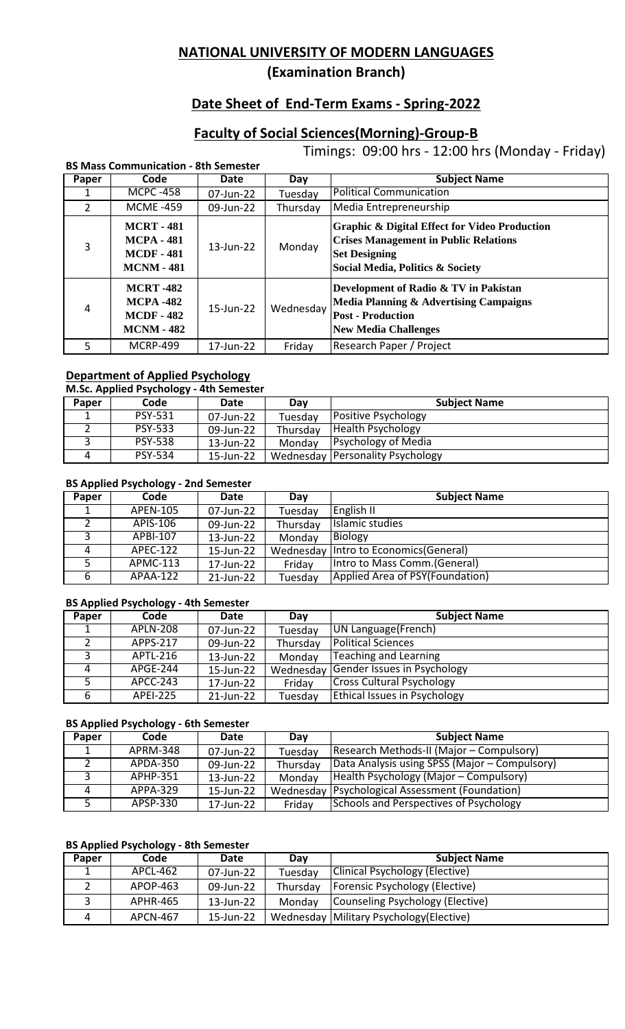# NATIONAL UNIVERSITY OF MODERN LANGUAGES

## (Examination Branch)

## Date Sheet of End-Term Exams - Spring-2022

## Faculty of Social Sciences(Morning)-Group-B

Timings: 09:00 hrs - 12:00 hrs (Monday - Friday)

**BS Mass Communication - 8th Semester**

| Paper | Code | Date | Day | Subject Name |
|---|---|---|---|---|
| 1 | MCPC -458 | 07-Jun-22 | Tuesday | Political Communication |
| 2 | MCME -459 | 09-Jun-22 | Thursday | Media Entrepreneurship |
| 3 | **MCRT - 481**<br>**MCPA - 481**<br>**MCDF - 481**<br>**MCNM - 481** | 13-Jun-22 | Monday | **Graphic & Digital Effect for Video Production**<br>**Crises Management in Public Relations**<br>**Set Designing**<br>**Social Media, Politics & Society** |
| 4 | **MCRT -482**<br>**MCPA -482**<br>**MCDF - 482**<br>**MCNM - 482** | 15-Jun-22 | Wednesday | **Development of Radio & TV in Pakistan**<br>**Media Planning & Advertising Campaigns**<br>**Post - Production**<br>**New Media Challenges** |
| 5 | MCRP-499 | 17-Jun-22 | Friday | Research Paper / Project |

**Department of Applied Psychology**

**M.Sc. Applied Psychology - 4th Semester**

| Paper | Code | Date | Day | Subject Name |
|---|---|---|---|---|
| 1 | PSY-531 | 07-Jun-22 | Tuesday | Positive Psychology |
| 2 | PSY-533 | 09-Jun-22 | Thursday | Health Psychology |
| 3 | PSY-538 | 13-Jun-22 | Monday | Psychology of Media |
| 4 | PSY-534 | 15-Jun-22 | Wednesday | Personality Psychology |

**BS Applied Psychology - 2nd Semester**

| Paper | Code | Date | Day | Subject Name |
|---|---|---|---|---|
| 1 | APEN-105 | 07-Jun-22 | Tuesday | English II |
| 2 | APIS-106 | 09-Jun-22 | Thursday | Islamic studies |
| 3 | APBI-107 | 13-Jun-22 | Monday | Biology |
| 4 | APEC-122 | 15-Jun-22 | Wednesday | Intro to Economics(General) |
| 5 | APMC-113 | 17-Jun-22 | Friday | Intro to Mass Comm.(General) |
| 6 | APAA-122 | 21-Jun-22 | Tuesday | Applied Area of PSY(Foundation) |

**BS Applied Psychology - 4th Semester**

| Paper | Code | Date | Day | Subject Name |
|---|---|---|---|---|
| 1 | APLN-208 | 07-Jun-22 | Tuesday | UN Language(French) |
| 2 | APPS-217 | 09-Jun-22 | Thursday | Political Sciences |
| 3 | APTL-216 | 13-Jun-22 | Monday | Teaching and Learning |
| 4 | APGE-244 | 15-Jun-22 | Wednesday | Gender Issues in Psychology |
| 5 | APCC-243 | 17-Jun-22 | Friday | Cross Cultural Psychology |
| 6 | APEI-225 | 21-Jun-22 | Tuesday | Ethical Issues in Psychology |

**BS Applied Psychology - 6th Semester**

| Paper | Code | Date | Day | Subject Name |
|---|---|---|---|---|
| 1 | APRM-348 | 07-Jun-22 | Tuesday | Research Methods-II (Major – Compulsory) |
| 2 | APDA-350 | 09-Jun-22 | Thursday | Data Analysis using SPSS (Major – Compulsory) |
| 3 | APHP-351 | 13-Jun-22 | Monday | Health Psychology (Major – Compulsory) |
| 4 | APPA-329 | 15-Jun-22 | Wednesday | Psychological Assessment (Foundation) |
| 5 | APSP-330 | 17-Jun-22 | Friday | Schools and Perspectives of Psychology |

**BS Applied Psychology - 8th Semester**

| Paper | Code | Date | Day | Subject Name |
|---|---|---|---|---|
| 1 | APCL-462 | 07-Jun-22 | Tuesday | Clinical Psychology (Elective) |
| 2 | APOP-463 | 09-Jun-22 | Thursday | Forensic Psychology (Elective) |
| 3 | APHR-465 | 13-Jun-22 | Monday | Counseling Psychology (Elective) |
| 4 | APCN-467 | 15-Jun-22 | Wednesday | Military Psychology(Elective) |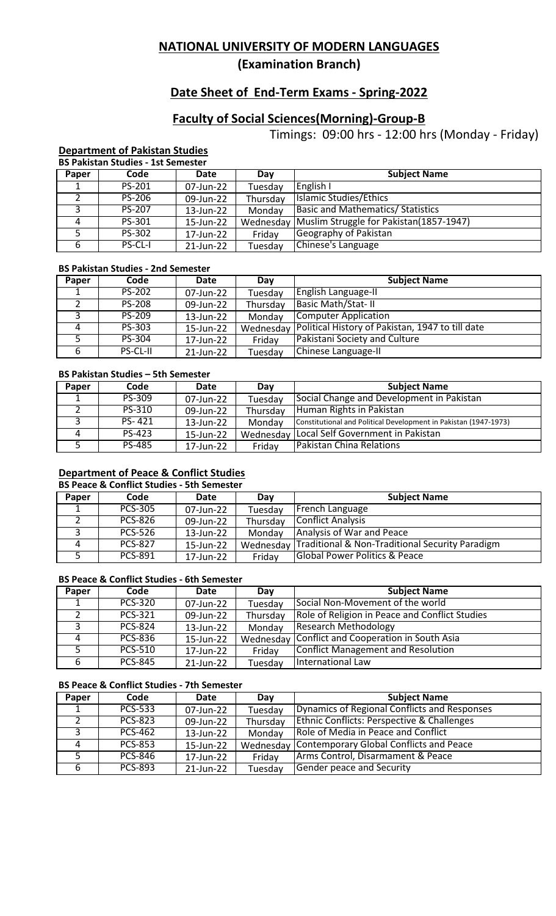# NATIONAL UNIVERSITY OF MODERN LANGUAGES

## (Examination Branch)

## Date Sheet of End-Term Exams - Spring-2022

## Faculty of Social Sciences(Morning)-Group-B

Timings: 09:00 hrs - 12:00 hrs (Monday - Friday)

### Department of Pakistan Studies

**BS Pakistan Studies - 1st Semester**

| Paper | Code | Date | Day | Subject Name |
|---|---|---|---|---|
| 1 | PS-201 | 07-Jun-22 | Tuesday | English I |
| 2 | PS-206 | 09-Jun-22 | Thursday | Islamic Studies/Ethics |
| 3 | PS-207 | 13-Jun-22 | Monday | Basic and Mathematics/ Statistics |
| 4 | PS-301 | 15-Jun-22 | Wednesday | Muslim Struggle for Pakistan(1857-1947) |
| 5 | PS-302 | 17-Jun-22 | Friday | Geography of Pakistan |
| 6 | PS-CL-I | 21-Jun-22 | Tuesday | Chinese's Language |

**BS Pakistan Studies - 2nd Semester**

| Paper | Code | Date | Day | Subject Name |
|---|---|---|---|---|
| 1 | PS-202 | 07-Jun-22 | Tuesday | English Language-II |
| 2 | PS-208 | 09-Jun-22 | Thursday | Basic Math/Stat- II |
| 3 | PS-209 | 13-Jun-22 | Monday | Computer Application |
| 4 | PS-303 | 15-Jun-22 | Wednesday | Political History of Pakistan, 1947 to till date |
| 5 | PS-304 | 17-Jun-22 | Friday | Pakistani Society and Culture |
| 6 | PS-CL-II | 21-Jun-22 | Tuesday | Chinese Language-II |

**BS Pakistan Studies – 5th Semester**

| Paper | Code | Date | Day | Subject Name |
|---|---|---|---|---|
| 1 | PS-309 | 07-Jun-22 | Tuesday | Social Change and Development in Pakistan |
| 2 | PS-310 | 09-Jun-22 | Thursday | Human Rights in Pakistan |
| 3 | PS- 421 | 13-Jun-22 | Monday | Constitutional and Political Development in Pakistan (1947-1973) |
| 4 | PS-423 | 15-Jun-22 | Wednesday | Local Self Government in Pakistan |
| 5 | PS-485 | 17-Jun-22 | Friday | Pakistan China Relations |

### Department of Peace & Conflict Studies

**BS Peace & Conflict Studies - 5th Semester**

| Paper | Code | Date | Day | Subject Name |
|---|---|---|---|---|
| 1 | PCS-305 | 07-Jun-22 | Tuesday | French Language |
| 2 | PCS-826 | 09-Jun-22 | Thursday | Conflict Analysis |
| 3 | PCS-526 | 13-Jun-22 | Monday | Analysis of War and Peace |
| 4 | PCS-827 | 15-Jun-22 | Wednesday | Traditional & Non-Traditional Security Paradigm |
| 5 | PCS-891 | 17-Jun-22 | Friday | Global Power Politics & Peace |

**BS Peace & Conflict Studies - 6th Semester**

| Paper | Code | Date | Day | Subject Name |
|---|---|---|---|---|
| 1 | PCS-320 | 07-Jun-22 | Tuesday | Social Non-Movement of the world |
| 2 | PCS-321 | 09-Jun-22 | Thursday | Role of Religion in Peace and Conflict Studies |
| 3 | PCS-824 | 13-Jun-22 | Monday | Research Methodology |
| 4 | PCS-836 | 15-Jun-22 | Wednesday | Conflict and Cooperation in South Asia |
| 5 | PCS-510 | 17-Jun-22 | Friday | Conflict Management and Resolution |
| 6 | PCS-845 | 21-Jun-22 | Tuesday | International Law |

**BS Peace & Conflict Studies - 7th Semester**

| Paper | Code | Date | Day | Subject Name |
|---|---|---|---|---|
| 1 | PCS-533 | 07-Jun-22 | Tuesday | Dynamics of Regional Conflicts and Responses |
| 2 | PCS-823 | 09-Jun-22 | Thursday | Ethnic Conflicts: Perspective & Challenges |
| 3 | PCS-462 | 13-Jun-22 | Monday | Role of Media in Peace and Conflict |
| 4 | PCS-853 | 15-Jun-22 | Wednesday | Contemporary Global Conflicts and Peace |
| 5 | PCS-846 | 17-Jun-22 | Friday | Arms Control, Disarmament & Peace |
| 6 | PCS-893 | 21-Jun-22 | Tuesday | Gender peace and Security |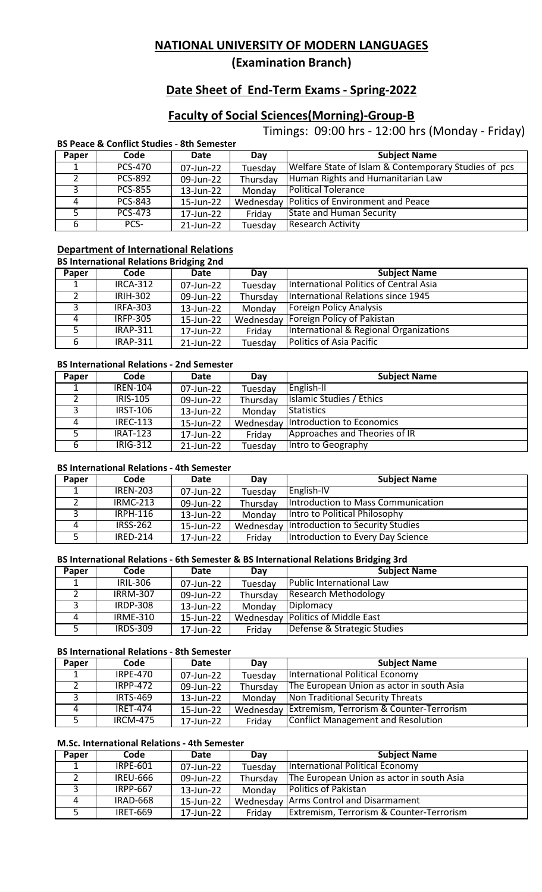# NATIONAL UNIVERSITY OF MODERN LANGUAGES

## (Examination Branch)

## Date Sheet of End-Term Exams - Spring-2022

## Faculty of Social Sciences(Morning)-Group-B

Timings: 09:00 hrs - 12:00 hrs (Monday - Friday)

**BS Peace & Conflict Studies - 8th Semester**

| Paper | Code | Date | Day | Subject Name |
|---|---|---|---|---|
| 1 | PCS-470 | 07-Jun-22 | Tuesday | Welfare State of Islam & Contemporary Studies of pcs |
| 2 | PCS-892 | 09-Jun-22 | Thursday | Human Rights and Humanitarian Law |
| 3 | PCS-855 | 13-Jun-22 | Monday | Political Tolerance |
| 4 | PCS-843 | 15-Jun-22 | Wednesday | Politics of Environment and Peace |
| 5 | PCS-473 | 17-Jun-22 | Friday | State and Human Security |
| 6 | PCS- | 21-Jun-22 | Tuesday | Research Activity |

### Department of International Relations

**BS International Relations Bridging 2nd**

| Paper | Code | Date | Day | Subject Name |
|---|---|---|---|---|
| 1 | IRCA-312 | 07-Jun-22 | Tuesday | International Politics of Central Asia |
| 2 | IRIH-302 | 09-Jun-22 | Thursday | International Relations since 1945 |
| 3 | IRFA-303 | 13-Jun-22 | Monday | Foreign Policy Analysis |
| 4 | IRFP-305 | 15-Jun-22 | Wednesday | Foreign Policy of Pakistan |
| 5 | IRAP-311 | 17-Jun-22 | Friday | International & Regional Organizations |
| 6 | IRAP-311 | 21-Jun-22 | Tuesday | Politics of Asia Pacific |

**BS International Relations - 2nd Semester**

| Paper | Code | Date | Day | Subject Name |
|---|---|---|---|---|
| 1 | IREN-104 | 07-Jun-22 | Tuesday | English-II |
| 2 | IRIS-105 | 09-Jun-22 | Thursday | Islamic Studies / Ethics |
| 3 | IRST-106 | 13-Jun-22 | Monday | Statistics |
| 4 | IREC-113 | 15-Jun-22 | Wednesday | Introduction to Economics |
| 5 | IRAT-123 | 17-Jun-22 | Friday | Approaches and Theories of IR |
| 6 | IRIG-312 | 21-Jun-22 | Tuesday | Intro to Geography |

**BS International Relations - 4th Semester**

| Paper | Code | Date | Day | Subject Name |
|---|---|---|---|---|
| 1 | IREN-203 | 07-Jun-22 | Tuesday | English-IV |
| 2 | IRMC-213 | 09-Jun-22 | Thursday | Introduction to Mass Communication |
| 3 | IRPH-116 | 13-Jun-22 | Monday | Intro to Political Philosophy |
| 4 | IRSS-262 | 15-Jun-22 | Wednesday | Introduction to Security Studies |
| 5 | IRED-214 | 17-Jun-22 | Friday | Introduction to Every Day Science |

**BS International Relations - 6th Semester & BS International Relations Bridging 3rd**

| Paper | Code | Date | Day | Subject Name |
|---|---|---|---|---|
| 1 | IRIL-306 | 07-Jun-22 | Tuesday | Public International Law |
| 2 | IRRM-307 | 09-Jun-22 | Thursday | Research Methodology |
| 3 | IRDP-308 | 13-Jun-22 | Monday | Diplomacy |
| 4 | IRME-310 | 15-Jun-22 | Wednesday | Politics of Middle East |
| 5 | IRDS-309 | 17-Jun-22 | Friday | Defense & Strategic Studies |

**BS International Relations - 8th Semester**

| Paper | Code | Date | Day | Subject Name |
|---|---|---|---|---|
| 1 | IRPE-470 | 07-Jun-22 | Tuesday | International Political Economy |
| 2 | IRPP-472 | 09-Jun-22 | Thursday | The European Union as actor in south Asia |
| 3 | IRTS-469 | 13-Jun-22 | Monday | Non Traditional Security Threats |
| 4 | IRET-474 | 15-Jun-22 | Wednesday | Extremism, Terrorism & Counter-Terrorism |
| 5 | IRCM-475 | 17-Jun-22 | Friday | Conflict Management and Resolution |

**M.Sc. International Relations - 4th Semester**

| Paper | Code | Date | Day | Subject Name |
|---|---|---|---|---|
| 1 | IRPE-601 | 07-Jun-22 | Tuesday | International Political Economy |
| 2 | IREU-666 | 09-Jun-22 | Thursday | The European Union as actor in south Asia |
| 3 | IRPP-667 | 13-Jun-22 | Monday | Politics of Pakistan |
| 4 | IRAD-668 | 15-Jun-22 | Wednesday | Arms Control and Disarmament |
| 5 | IRET-669 | 17-Jun-22 | Friday | Extremism, Terrorism & Counter-Terrorism |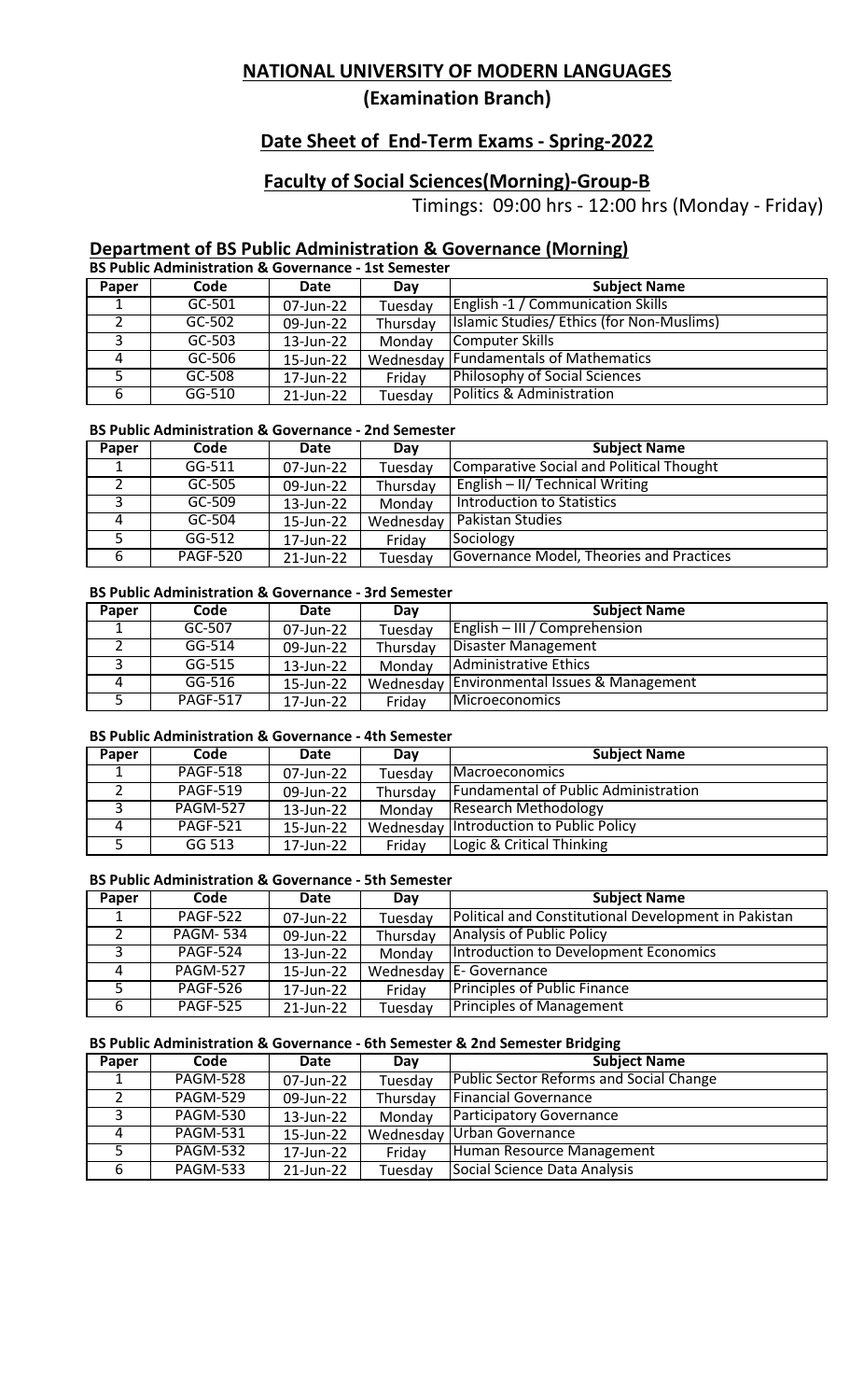# NATIONAL UNIVERSITY OF MODERN LANGUAGES

## (Examination Branch)

## Date Sheet of End-Term Exams - Spring-2022

## Faculty of Social Sciences(Morning)-Group-B

Timings: 09:00 hrs - 12:00 hrs (Monday - Friday)

### Department of BS Public Administration & Governance (Morning)

**BS Public Administration & Governance - 1st Semester**

| Paper | Code | Date | Day | Subject Name |
|---|---|---|---|---|
| 1 | GC-501 | 07-Jun-22 | Tuesday | English -1 / Communication Skills |
| 2 | GC-502 | 09-Jun-22 | Thursday | Islamic Studies/ Ethics (for Non-Muslims) |
| 3 | GC-503 | 13-Jun-22 | Monday | Computer Skills |
| 4 | GC-506 | 15-Jun-22 | Wednesday | Fundamentals of Mathematics |
| 5 | GC-508 | 17-Jun-22 | Friday | Philosophy of Social Sciences |
| 6 | GG-510 | 21-Jun-22 | Tuesday | Politics & Administration |

**BS Public Administration & Governance - 2nd Semester**

| Paper | Code | Date | Day | Subject Name |
|---|---|---|---|---|
| 1 | GG-511 | 07-Jun-22 | Tuesday | Comparative Social and Political Thought |
| 2 | GC-505 | 09-Jun-22 | Thursday | English – II/ Technical Writing |
| 3 | GC-509 | 13-Jun-22 | Monday | Introduction to Statistics |
| 4 | GC-504 | 15-Jun-22 | Wednesday | Pakistan Studies |
| 5 | GG-512 | 17-Jun-22 | Friday | Sociology |
| 6 | PAGF-520 | 21-Jun-22 | Tuesday | Governance Model, Theories and Practices |

**BS Public Administration & Governance - 3rd Semester**

| Paper | Code | Date | Day | Subject Name |
|---|---|---|---|---|
| 1 | GC-507 | 07-Jun-22 | Tuesday | English – III / Comprehension |
| 2 | GG-514 | 09-Jun-22 | Thursday | Disaster Management |
| 3 | GG-515 | 13-Jun-22 | Monday | Administrative Ethics |
| 4 | GG-516 | 15-Jun-22 | Wednesday | Environmental Issues & Management |
| 5 | PAGF-517 | 17-Jun-22 | Friday | Microeconomics |

**BS Public Administration & Governance - 4th Semester**

| Paper | Code | Date | Day | Subject Name |
|---|---|---|---|---|
| 1 | PAGF-518 | 07-Jun-22 | Tuesday | Macroeconomics |
| 2 | PAGF-519 | 09-Jun-22 | Thursday | Fundamental of Public Administration |
| 3 | PAGM-527 | 13-Jun-22 | Monday | Research Methodology |
| 4 | PAGF-521 | 15-Jun-22 | Wednesday | Introduction to Public Policy |
| 5 | GG 513 | 17-Jun-22 | Friday | Logic & Critical Thinking |

**BS Public Administration & Governance - 5th Semester**

| Paper | Code | Date | Day | Subject Name |
|---|---|---|---|---|
| 1 | PAGF-522 | 07-Jun-22 | Tuesday | Political and Constitutional Development in Pakistan |
| 2 | PAGM- 534 | 09-Jun-22 | Thursday | Analysis of Public Policy |
| 3 | PAGF-524 | 13-Jun-22 | Monday | Introduction to Development Economics |
| 4 | PAGM-527 | 15-Jun-22 | Wednesday | E- Governance |
| 5 | PAGF-526 | 17-Jun-22 | Friday | Principles of Public Finance |
| 6 | PAGF-525 | 21-Jun-22 | Tuesday | Principles of Management |

**BS Public Administration & Governance - 6th Semester & 2nd Semester Bridging**

| Paper | Code | Date | Day | Subject Name |
|---|---|---|---|---|
| 1 | PAGM-528 | 07-Jun-22 | Tuesday | Public Sector Reforms and Social Change |
| 2 | PAGM-529 | 09-Jun-22 | Thursday | Financial Governance |
| 3 | PAGM-530 | 13-Jun-22 | Monday | Participatory Governance |
| 4 | PAGM-531 | 15-Jun-22 | Wednesday | Urban Governance |
| 5 | PAGM-532 | 17-Jun-22 | Friday | Human Resource Management |
| 6 | PAGM-533 | 21-Jun-22 | Tuesday | Social Science Data Analysis |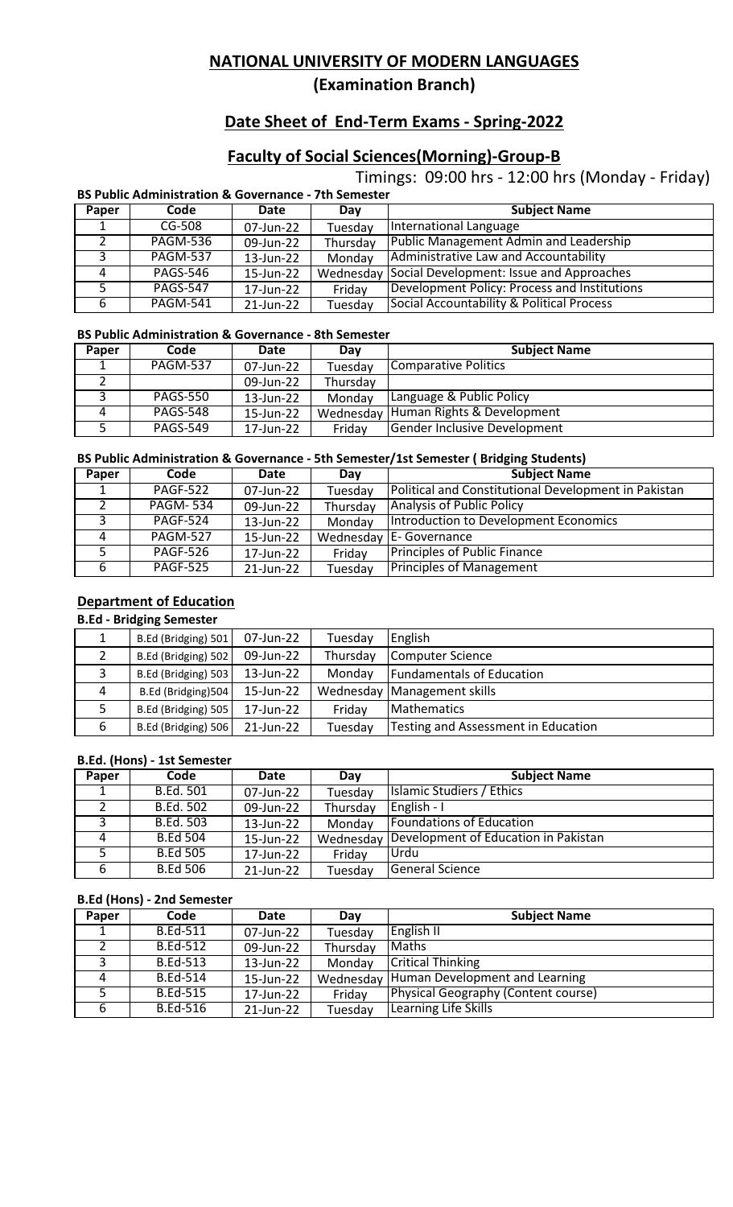# NATIONAL UNIVERSITY OF MODERN LANGUAGES

## (Examination Branch)

## Date Sheet of End-Term Exams - Spring-2022

## Faculty of Social Sciences(Morning)-Group-B

Timings: 09:00 hrs - 12:00 hrs (Monday - Friday)

**BS Public Administration & Governance - 7th Semester**

| Paper | Code | Date | Day | Subject Name |
|---|---|---|---|---|
| 1 | CG-508 | 07-Jun-22 | Tuesday | International Language |
| 2 | PAGM-536 | 09-Jun-22 | Thursday | Public Management Admin and Leadership |
| 3 | PAGM-537 | 13-Jun-22 | Monday | Administrative Law and Accountability |
| 4 | PAGS-546 | 15-Jun-22 | Wednesday | Social Development: Issue and Approaches |
| 5 | PAGS-547 | 17-Jun-22 | Friday | Development Policy: Process and Institutions |
| 6 | PAGM-541 | 21-Jun-22 | Tuesday | Social Accountability & Political Process |

**BS Public Administration & Governance - 8th Semester**

| Paper | Code | Date | Day | Subject Name |
|---|---|---|---|---|
| 1 | PAGM-537 | 07-Jun-22 | Tuesday | Comparative Politics |
| 2 | | 09-Jun-22 | Thursday | |
| 3 | PAGS-550 | 13-Jun-22 | Monday | Language & Public Policy |
| 4 | PAGS-548 | 15-Jun-22 | Wednesday | Human Rights & Development |
| 5 | PAGS-549 | 17-Jun-22 | Friday | Gender Inclusive Development |

**BS Public Administration & Governance - 5th Semester/1st Semester ( Bridging Students)**

| Paper | Code | Date | Day | Subject Name |
|---|---|---|---|---|
| 1 | PAGF-522 | 07-Jun-22 | Tuesday | Political and Constitutional Development in Pakistan |
| 2 | PAGM- 534 | 09-Jun-22 | Thursday | Analysis of Public Policy |
| 3 | PAGF-524 | 13-Jun-22 | Monday | Introduction to Development Economics |
| 4 | PAGM-527 | 15-Jun-22 | Wednesday | E- Governance |
| 5 | PAGF-526 | 17-Jun-22 | Friday | Principles of Public Finance |
| 6 | PAGF-525 | 21-Jun-22 | Tuesday | Principles of Management |

### Department of Education

**B.Ed - Bridging Semester**

| | | | | |
|---|---|---|---|---|
| 1 | B.Ed (Bridging) 501 | 07-Jun-22 | Tuesday | English |
| 2 | B.Ed (Bridging) 502 | 09-Jun-22 | Thursday | Computer Science |
| 3 | B.Ed (Bridging) 503 | 13-Jun-22 | Monday | Fundamentals of Education |
| 4 | B.Ed (Bridging)504 | 15-Jun-22 | Wednesday | Management skills |
| 5 | B.Ed (Bridging) 505 | 17-Jun-22 | Friday | Mathematics |
| 6 | B.Ed (Bridging) 506 | 21-Jun-22 | Tuesday | Testing and Assessment in Education |

**B.Ed. (Hons) - 1st Semester**

| Paper | Code | Date | Day | Subject Name |
|---|---|---|---|---|
| 1 | B.Ed. 501 | 07-Jun-22 | Tuesday | Islamic Studiers / Ethics |
| 2 | B.Ed. 502 | 09-Jun-22 | Thursday | English - I |
| 3 | B.Ed. 503 | 13-Jun-22 | Monday | Foundations of Education |
| 4 | B.Ed 504 | 15-Jun-22 | Wednesday | Development of Education in Pakistan |
| 5 | B.Ed 505 | 17-Jun-22 | Friday | Urdu |
| 6 | B.Ed 506 | 21-Jun-22 | Tuesday | General Science |

**B.Ed (Hons) - 2nd Semester**

| Paper | Code | Date | Day | Subject Name |
|---|---|---|---|---|
| 1 | B.Ed-511 | 07-Jun-22 | Tuesday | English II |
| 2 | B.Ed-512 | 09-Jun-22 | Thursday | Maths |
| 3 | B.Ed-513 | 13-Jun-22 | Monday | Critical Thinking |
| 4 | B.Ed-514 | 15-Jun-22 | Wednesday | Human Development and Learning |
| 5 | B.Ed-515 | 17-Jun-22 | Friday | Physical Geography (Content course) |
| 6 | B.Ed-516 | 21-Jun-22 | Tuesday | Learning Life Skills |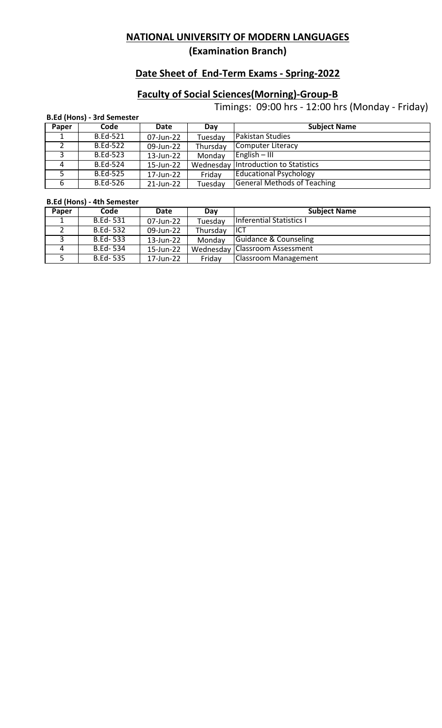# NATIONAL UNIVERSITY OF MODERN LANGUAGES

## (Examination Branch)

## Date Sheet of End-Term Exams - Spring-2022

## Faculty of Social Sciences(Morning)-Group-B

Timings: 09:00 hrs - 12:00 hrs (Monday - Friday)

**B.Ed (Hons) - 3rd Semester**

| Paper | Code | Date | Day | Subject Name |
|---|---|---|---|---|
| 1 | B.Ed-521 | 07-Jun-22 | Tuesday | Pakistan Studies |
| 2 | B.Ed-522 | 09-Jun-22 | Thursday | Computer Literacy |
| 3 | B.Ed-523 | 13-Jun-22 | Monday | English – III |
| 4 | B.Ed-524 | 15-Jun-22 | Wednesday | Introduction to Statistics |
| 5 | B.Ed-525 | 17-Jun-22 | Friday | Educational Psychology |
| 6 | B.Ed-526 | 21-Jun-22 | Tuesday | General Methods of Teaching |

**B.Ed (Hons) - 4th Semester**

| Paper | Code | Date | Day | Subject Name |
|---|---|---|---|---|
| 1 | B.Ed- 531 | 07-Jun-22 | Tuesday | Inferential Statistics I |
| 2 | B.Ed- 532 | 09-Jun-22 | Thursday | ICT |
| 3 | B.Ed- 533 | 13-Jun-22 | Monday | Guidance & Counseling |
| 4 | B.Ed- 534 | 15-Jun-22 | Wednesday | Classroom Assessment |
| 5 | B.Ed- 535 | 17-Jun-22 | Friday | Classroom Management |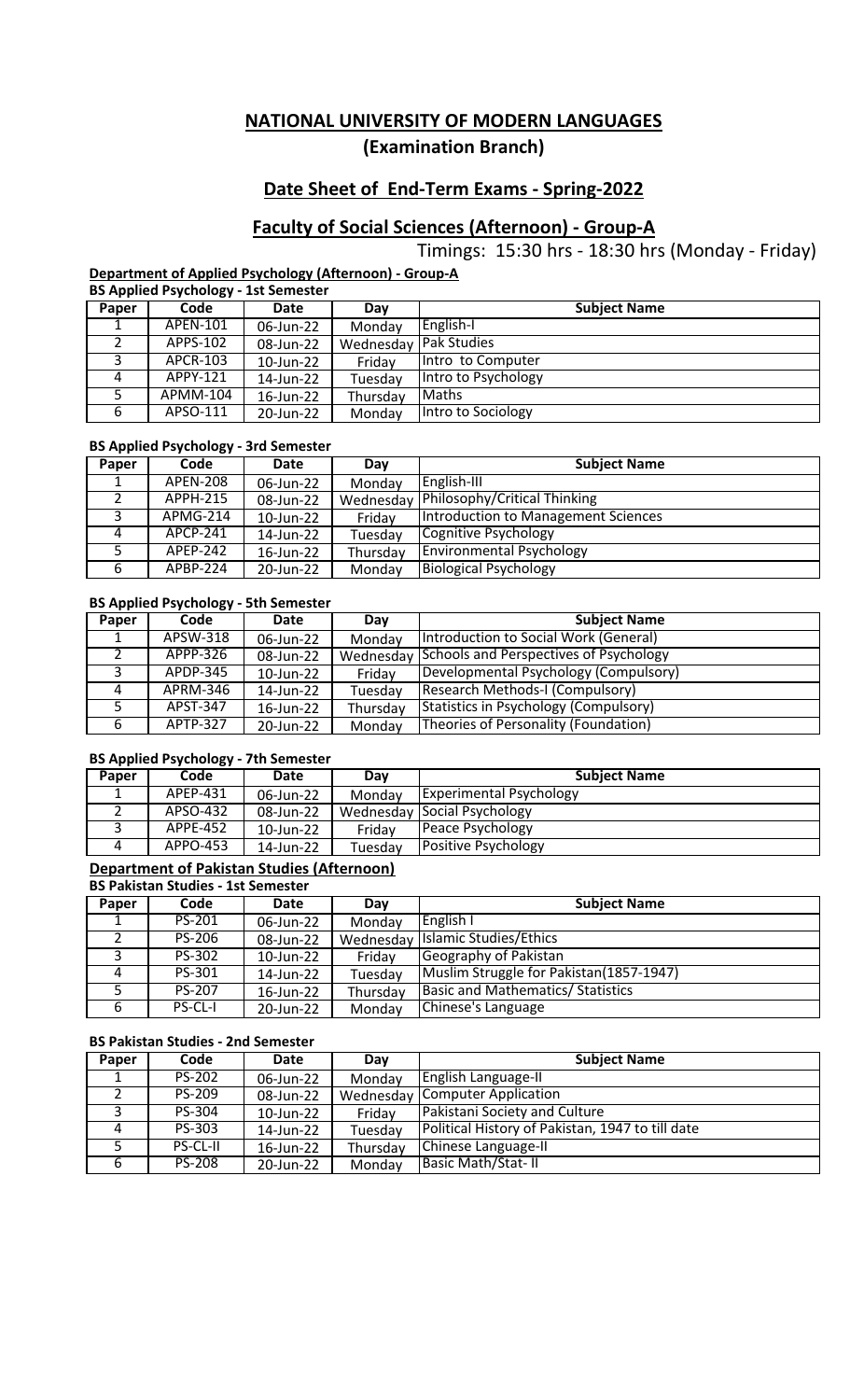# NATIONAL UNIVERSITY OF MODERN LANGUAGES

## (Examination Branch)

## Date Sheet of End-Term Exams - Spring-2022

## Faculty of Social Sciences (Afternoon) - Group-A

Timings: 15:30 hrs - 18:30 hrs (Monday - Friday)

### Department of Applied Psychology (Afternoon) - Group-A

**BS Applied Psychology - 1st Semester**

| Paper | Code | Date | Day | Subject Name |
|---|---|---|---|---|
| 1 | APEN-101 | 06-Jun-22 | Monday | English-I |
| 2 | APPS-102 | 08-Jun-22 | Wednesday | Pak Studies |
| 3 | APCR-103 | 10-Jun-22 | Friday | Intro to Computer |
| 4 | APPY-121 | 14-Jun-22 | Tuesday | Intro to Psychology |
| 5 | APMM-104 | 16-Jun-22 | Thursday | Maths |
| 6 | APSO-111 | 20-Jun-22 | Monday | Intro to Sociology |

**BS Applied Psychology - 3rd Semester**

| Paper | Code | Date | Day | Subject Name |
|---|---|---|---|---|
| 1 | APEN-208 | 06-Jun-22 | Monday | English-III |
| 2 | APPH-215 | 08-Jun-22 | Wednesday | Philosophy/Critical Thinking |
| 3 | APMG-214 | 10-Jun-22 | Friday | Introduction to Management Sciences |
| 4 | APCP-241 | 14-Jun-22 | Tuesday | Cognitive Psychology |
| 5 | APEP-242 | 16-Jun-22 | Thursday | Environmental Psychology |
| 6 | APBP-224 | 20-Jun-22 | Monday | Biological Psychology |

**BS Applied Psychology - 5th Semester**

| Paper | Code | Date | Day | Subject Name |
|---|---|---|---|---|
| 1 | APSW-318 | 06-Jun-22 | Monday | Introduction to Social Work (General) |
| 2 | APPP-326 | 08-Jun-22 | Wednesday | Schools and Perspectives of Psychology |
| 3 | APDP-345 | 10-Jun-22 | Friday | Developmental Psychology (Compulsory) |
| 4 | APRM-346 | 14-Jun-22 | Tuesday | Research Methods-I (Compulsory) |
| 5 | APST-347 | 16-Jun-22 | Thursday | Statistics in Psychology (Compulsory) |
| 6 | APTP-327 | 20-Jun-22 | Monday | Theories of Personality (Foundation) |

**BS Applied Psychology - 7th Semester**

| Paper | Code | Date | Day | Subject Name |
|---|---|---|---|---|
| 1 | APEP-431 | 06-Jun-22 | Monday | Experimental Psychology |
| 2 | APSO-432 | 08-Jun-22 | Wednesday | Social Psychology |
| 3 | APPE-452 | 10-Jun-22 | Friday | Peace Psychology |
| 4 | APPO-453 | 14-Jun-22 | Tuesday | Positive Psychology |

### Department of Pakistan Studies (Afternoon)

**BS Pakistan Studies - 1st Semester**

| Paper | Code | Date | Day | Subject Name |
|---|---|---|---|---|
| 1 | PS-201 | 06-Jun-22 | Monday | English I |
| 2 | PS-206 | 08-Jun-22 | Wednesday | Islamic Studies/Ethics |
| 3 | PS-302 | 10-Jun-22 | Friday | Geography of Pakistan |
| 4 | PS-301 | 14-Jun-22 | Tuesday | Muslim Struggle for Pakistan(1857-1947) |
| 5 | PS-207 | 16-Jun-22 | Thursday | Basic and Mathematics/ Statistics |
| 6 | PS-CL-I | 20-Jun-22 | Monday | Chinese's Language |

**BS Pakistan Studies - 2nd Semester**

| Paper | Code | Date | Day | Subject Name |
|---|---|---|---|---|
| 1 | PS-202 | 06-Jun-22 | Monday | English Language-II |
| 2 | PS-209 | 08-Jun-22 | Wednesday | Computer Application |
| 3 | PS-304 | 10-Jun-22 | Friday | Pakistani Society and Culture |
| 4 | PS-303 | 14-Jun-22 | Tuesday | Political History of Pakistan, 1947 to till date |
| 5 | PS-CL-II | 16-Jun-22 | Thursday | Chinese Language-II |
| 6 | PS-208 | 20-Jun-22 | Monday | Basic Math/Stat- II |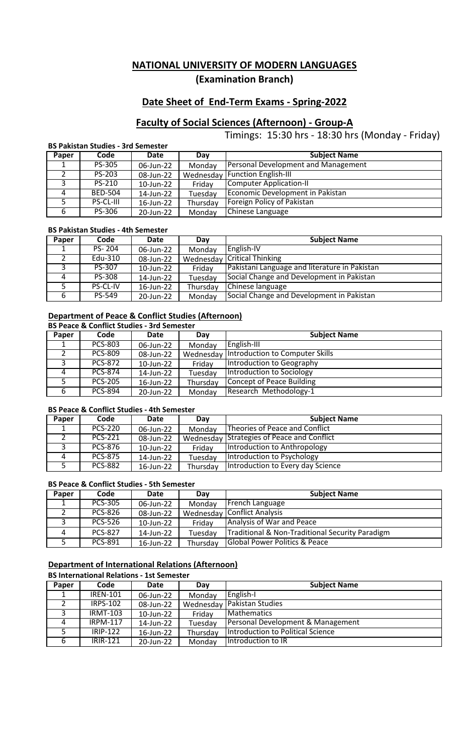## NATIONAL UNIVERSITY OF MODERN LANGUAGES

### (Examination Branch)

### Date Sheet of End-Term Exams - Spring-2022

### Faculty of Social Sciences (Afternoon) - Group-A

Timings: 15:30 hrs - 18:30 hrs (Monday - Friday)

**BS Pakistan Studies - 3rd Semester**

| Paper | Code | Date | Day | Subject Name |
|---|---|---|---|---|
| 1 | PS-305 | 06-Jun-22 | Monday | Personal Development and Management |
| 2 | PS-203 | 08-Jun-22 | Wednesday | Function English-III |
| 3 | PS-210 | 10-Jun-22 | Friday | Computer Application-II |
| 4 | BED-504 | 14-Jun-22 | Tuesday | Economic Development in Pakistan |
| 5 | PS-CL-III | 16-Jun-22 | Thursday | Foreign Policy of Pakistan |
| 6 | PS-306 | 20-Jun-22 | Monday | Chinese Language |

**BS Pakistan Studies - 4th Semester**

| Paper | Code | Date | Day | Subject Name |
|---|---|---|---|---|
| 1 | PS- 204 | 06-Jun-22 | Monday | English-IV |
| 2 | Edu-310 | 08-Jun-22 | Wednesday | Critical Thinking |
| 3 | PS-307 | 10-Jun-22 | Friday | Pakistani Language and literature in Pakistan |
| 4 | PS-308 | 14-Jun-22 | Tuesday | Social Change and Development in Pakistan |
| 5 | PS-CL-IV | 16-Jun-22 | Thursday | Chinese language |
| 6 | PS-549 | 20-Jun-22 | Monday | Social Change and Development in Pakistan |

### Department of Peace & Conflict Studies (Afternoon)

**BS Peace & Conflict Studies - 3rd Semester**

| Paper | Code | Date | Day | Subject Name |
|---|---|---|---|---|
| 1 | PCS-803 | 06-Jun-22 | Monday | English-III |
| 2 | PCS-809 | 08-Jun-22 | Wednesday | Introduction to Computer Skills |
| 3 | PCS-872 | 10-Jun-22 | Friday | Introduction to Geography |
| 4 | PCS-874 | 14-Jun-22 | Tuesday | Introduction to Sociology |
| 5 | PCS-205 | 16-Jun-22 | Thursday | Concept of Peace Building |
| 6 | PCS-894 | 20-Jun-22 | Monday | Research Methodology-1 |

**BS Peace & Conflict Studies - 4th Semester**

| Paper | Code | Date | Day | Subject Name |
|---|---|---|---|---|
| 1 | PCS-220 | 06-Jun-22 | Monday | Theories of Peace and Conflict |
| 2 | PCS-221 | 08-Jun-22 | Wednesday | Strategies of Peace and Conflict |
| 3 | PCS-876 | 10-Jun-22 | Friday | Introduction to Anthropology |
| 4 | PCS-875 | 14-Jun-22 | Tuesday | Introduction to Psychology |
| 5 | PCS-882 | 16-Jun-22 | Thursday | Introduction to Every day Science |

**BS Peace & Conflict Studies - 5th Semester**

| Paper | Code | Date | Day | Subject Name |
|---|---|---|---|---|
| 1 | PCS-305 | 06-Jun-22 | Monday | French Language |
| 2 | PCS-826 | 08-Jun-22 | Wednesday | Conflict Analysis |
| 3 | PCS-526 | 10-Jun-22 | Friday | Analysis of War and Peace |
| 4 | PCS-827 | 14-Jun-22 | Tuesday | Traditional & Non-Traditional Security Paradigm |
| 5 | PCS-891 | 16-Jun-22 | Thursday | Global Power Politics & Peace |

### Department of International Relations (Afternoon)

**BS International Relations - 1st Semester**

| Paper | Code | Date | Day | Subject Name |
|---|---|---|---|---|
| 1 | IREN-101 | 06-Jun-22 | Monday | English-I |
| 2 | IRPS-102 | 08-Jun-22 | Wednesday | Pakistan Studies |
| 3 | IRMT-103 | 10-Jun-22 | Friday | Mathematics |
| 4 | IRPM-117 | 14-Jun-22 | Tuesday | Personal Development & Management |
| 5 | IRIP-122 | 16-Jun-22 | Thursday | Introduction to Political Science |
| 6 | IRIR-121 | 20-Jun-22 | Monday | Introduction to IR |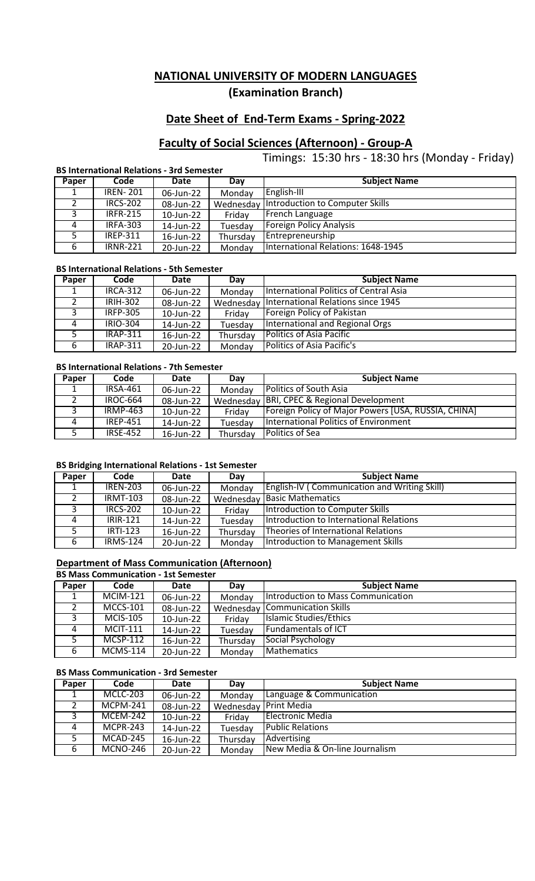# NATIONAL UNIVERSITY OF MODERN LANGUAGES

## (Examination Branch)

## Date Sheet of End-Term Exams - Spring-2022

## Faculty of Social Sciences (Afternoon) - Group-A

Timings: 15:30 hrs - 18:30 hrs (Monday - Friday)

### BS International Relations - 3rd Semester

| Paper | Code | Date | Day | Subject Name |
|---|---|---|---|---|
| 1 | IREN- 201 | 06-Jun-22 | Monday | English-III |
| 2 | IRCS-202 | 08-Jun-22 | Wednesday | Introduction to Computer Skills |
| 3 | IRFR-215 | 10-Jun-22 | Friday | French Language |
| 4 | IRFA-303 | 14-Jun-22 | Tuesday | Foreign Policy Analysis |
| 5 | IREP-311 | 16-Jun-22 | Thursday | Entrepreneurship |
| 6 | IRNR-221 | 20-Jun-22 | Monday | International Relations: 1648-1945 |

### BS International Relations - 5th Semester

| Paper | Code | Date | Day | Subject Name |
|---|---|---|---|---|
| 1 | IRCA-312 | 06-Jun-22 | Monday | International Politics of Central Asia |
| 2 | IRIH-302 | 08-Jun-22 | Wednesday | International Relations since 1945 |
| 3 | IRFP-305 | 10-Jun-22 | Friday | Foreign Policy of Pakistan |
| 4 | IRIO-304 | 14-Jun-22 | Tuesday | International and Regional Orgs |
| 5 | IRAP-311 | 16-Jun-22 | Thursday | Politics of Asia Pacific |
| 6 | IRAP-311 | 20-Jun-22 | Monday | Politics of Asia Pacific's |

### BS International Relations - 7th Semester

| Paper | Code | Date | Day | Subject Name |
|---|---|---|---|---|
| 1 | IRSA-461 | 06-Jun-22 | Monday | Politics of South Asia |
| 2 | IROC-664 | 08-Jun-22 | Wednesday | BRI, CPEC & Regional Development |
| 3 | IRMP-463 | 10-Jun-22 | Friday | Foreign Policy of Major Powers [USA, RUSSIA, CHINA] |
| 4 | IREP-451 | 14-Jun-22 | Tuesday | International Politics of Environment |
| 5 | IRSE-452 | 16-Jun-22 | Thursday | Politics of Sea |

### BS Bridging International Relations - 1st Semester

| Paper | Code | Date | Day | Subject Name |
|---|---|---|---|---|
| 1 | IREN-203 | 06-Jun-22 | Monday | English-IV ( Communication and Writing Skill) |
| 2 | IRMT-103 | 08-Jun-22 | Wednesday | Basic Mathematics |
| 3 | IRCS-202 | 10-Jun-22 | Friday | Introduction to Computer Skills |
| 4 | IRIR-121 | 14-Jun-22 | Tuesday | Introduction to International Relations |
| 5 | IRTI-123 | 16-Jun-22 | Thursday | Theories of International Relations |
| 6 | IRMS-124 | 20-Jun-22 | Monday | Introduction to Management Skills |

## Department of Mass Communication (Afternoon)

### BS Mass Communication - 1st Semester

| Paper | Code | Date | Day | Subject Name |
|---|---|---|---|---|
| 1 | MCIM-121 | 06-Jun-22 | Monday | Introduction to Mass Communication |
| 2 | MCCS-101 | 08-Jun-22 | Wednesday | Communication Skills |
| 3 | MCIS-105 | 10-Jun-22 | Friday | Islamic Studies/Ethics |
| 4 | MCIT-111 | 14-Jun-22 | Tuesday | Fundamentals of ICT |
| 5 | MCSP-112 | 16-Jun-22 | Thursday | Social Psychology |
| 6 | MCMS-114 | 20-Jun-22 | Monday | Mathematics |

### BS Mass Communication - 3rd Semester

| Paper | Code | Date | Day | Subject Name |
|---|---|---|---|---|
| 1 | MCLC-203 | 06-Jun-22 | Monday | Language & Communication |
| 2 | MCPM-241 | 08-Jun-22 | Wednesday | Print Media |
| 3 | MCEM-242 | 10-Jun-22 | Friday | Electronic Media |
| 4 | MCPR-243 | 14-Jun-22 | Tuesday | Public Relations |
| 5 | MCAD-245 | 16-Jun-22 | Thursday | Advertising |
| 6 | MCNO-246 | 20-Jun-22 | Monday | New Media & On-line Journalism |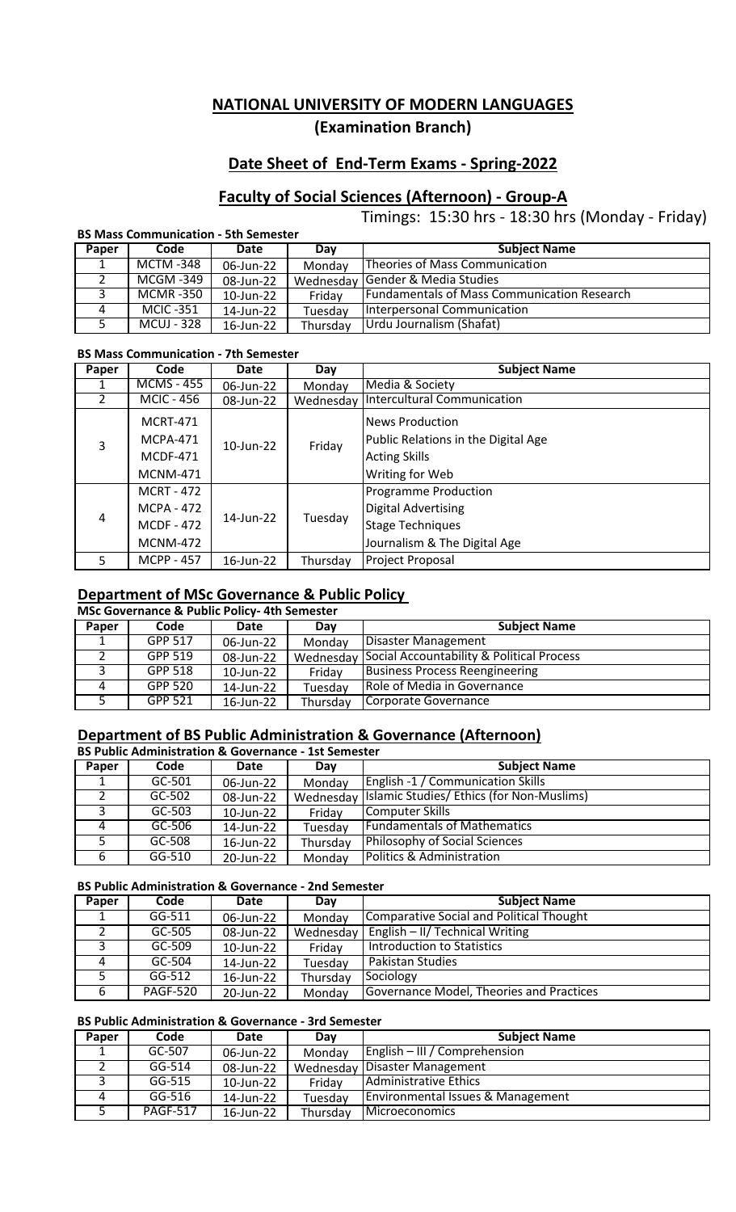# NATIONAL UNIVERSITY OF MODERN LANGUAGES

## (Examination Branch)

## Date Sheet of End-Term Exams - Spring-2022

## Faculty of Social Sciences (Afternoon) - Group-A

Timings: 15:30 hrs - 18:30 hrs (Monday - Friday)

**BS Mass Communication - 5th Semester**

| Paper | Code | Date | Day | Subject Name |
|---|---|---|---|---|
| 1 | MCTM -348 | 06-Jun-22 | Monday | Theories of Mass Communication |
| 2 | MCGM -349 | 08-Jun-22 | Wednesday | Gender & Media Studies |
| 3 | MCMR -350 | 10-Jun-22 | Friday | Fundamentals of Mass Communication Research |
| 4 | MCIC -351 | 14-Jun-22 | Tuesday | Interpersonal Communication |
| 5 | MCUJ - 328 | 16-Jun-22 | Thursday | Urdu Journalism (Shafat) |

**BS Mass Communication - 7th Semester**

| Paper | Code | Date | Day | Subject Name |
|---|---|---|---|---|
| 1 | MCMS - 455 | 06-Jun-22 | Monday | Media & Society |
| 2 | MCIC - 456 | 08-Jun-22 | Wednesday | Intercultural Communication |
| 3 | MCRT-471<br>MCPA-471<br>MCDF-471<br>MCNM-471 | 10-Jun-22 | Friday | News Production<br>Public Relations in the Digital Age<br>Acting Skills<br>Writing for Web |
| 4 | MCRT - 472<br>MCPA - 472<br>MCDF - 472<br>MCNM-472 | 14-Jun-22 | Tuesday | Programme Production<br>Digital Advertising<br>Stage Techniques<br>Journalism & The Digital Age |
| 5 | MCPP - 457 | 16-Jun-22 | Thursday | Project Proposal |

## Department of MSc Governance & Public Policy

**MSc Governance & Public Policy- 4th Semester**

| Paper | Code | Date | Day | Subject Name |
|---|---|---|---|---|
| 1 | GPP 517 | 06-Jun-22 | Monday | Disaster Management |
| 2 | GPP 519 | 08-Jun-22 | Wednesday | Social Accountability & Political Process |
| 3 | GPP 518 | 10-Jun-22 | Friday | Business Process Reengineering |
| 4 | GPP 520 | 14-Jun-22 | Tuesday | Role of Media in Governance |
| 5 | GPP 521 | 16-Jun-22 | Thursday | Corporate Governance |

## Department of BS Public Administration & Governance (Afternoon)

**BS Public Administration & Governance - 1st Semester**

| Paper | Code | Date | Day | Subject Name |
|---|---|---|---|---|
| 1 | GC-501 | 06-Jun-22 | Monday | English -1 / Communication Skills |
| 2 | GC-502 | 08-Jun-22 | Wednesday | Islamic Studies/ Ethics (for Non-Muslims) |
| 3 | GC-503 | 10-Jun-22 | Friday | Computer Skills |
| 4 | GC-506 | 14-Jun-22 | Tuesday | Fundamentals of Mathematics |
| 5 | GC-508 | 16-Jun-22 | Thursday | Philosophy of Social Sciences |
| 6 | GG-510 | 20-Jun-22 | Monday | Politics & Administration |

**BS Public Administration & Governance - 2nd Semester**

| Paper | Code | Date | Day | Subject Name |
|---|---|---|---|---|
| 1 | GG-511 | 06-Jun-22 | Monday | Comparative Social and Political Thought |
| 2 | GC-505 | 08-Jun-22 | Wednesday | English – II/ Technical Writing |
| 3 | GC-509 | 10-Jun-22 | Friday | Introduction to Statistics |
| 4 | GC-504 | 14-Jun-22 | Tuesday | Pakistan Studies |
| 5 | GG-512 | 16-Jun-22 | Thursday | Sociology |
| 6 | PAGF-520 | 20-Jun-22 | Monday | Governance Model, Theories and Practices |

**BS Public Administration & Governance - 3rd Semester**

| Paper | Code | Date | Day | Subject Name |
|---|---|---|---|---|
| 1 | GC-507 | 06-Jun-22 | Monday | English – III / Comprehension |
| 2 | GG-514 | 08-Jun-22 | Wednesday | Disaster Management |
| 3 | GG-515 | 10-Jun-22 | Friday | Administrative Ethics |
| 4 | GG-516 | 14-Jun-22 | Tuesday | Environmental Issues & Management |
| 5 | PAGF-517 | 16-Jun-22 | Thursday | Microeconomics |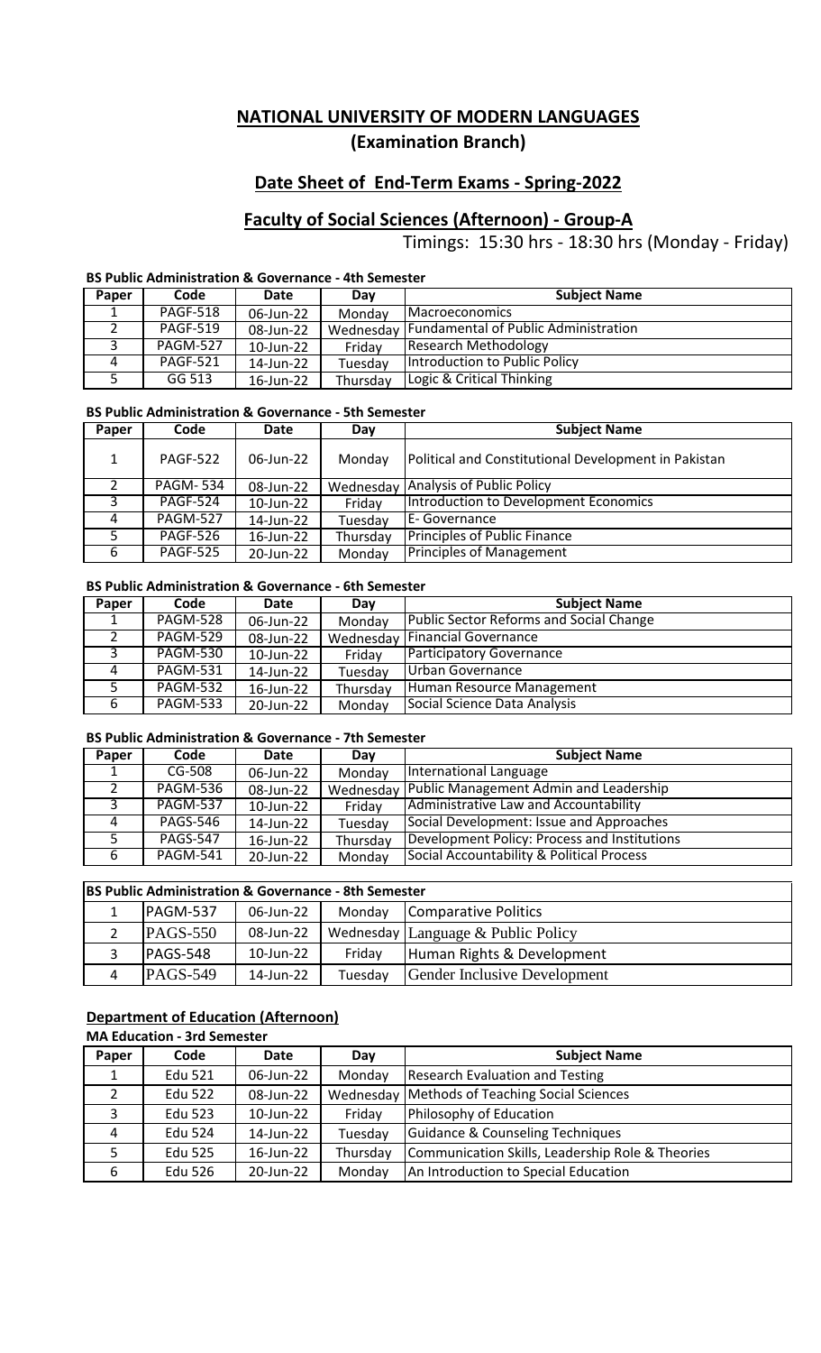# NATIONAL UNIVERSITY OF MODERN LANGUAGES

## (Examination Branch)

## Date Sheet of End-Term Exams - Spring-2022

## Faculty of Social Sciences (Afternoon) - Group-A

Timings: 15:30 hrs - 18:30 hrs (Monday - Friday)

**BS Public Administration & Governance - 4th Semester**

| Paper | Code | Date | Day | Subject Name |
|---|---|---|---|---|
| 1 | PAGF-518 | 06-Jun-22 | Monday | Macroeconomics |
| 2 | PAGF-519 | 08-Jun-22 | Wednesday | Fundamental of Public Administration |
| 3 | PAGM-527 | 10-Jun-22 | Friday | Research Methodology |
| 4 | PAGF-521 | 14-Jun-22 | Tuesday | Introduction to Public Policy |
| 5 | GG 513 | 16-Jun-22 | Thursday | Logic & Critical Thinking |

**BS Public Administration & Governance - 5th Semester**

| Paper | Code | Date | Day | Subject Name |
|---|---|---|---|---|
| 1 | PAGF-522 | 06-Jun-22 | Monday | Political and Constitutional Development in Pakistan |
| 2 | PAGM- 534 | 08-Jun-22 | Wednesday | Analysis of Public Policy |
| 3 | PAGF-524 | 10-Jun-22 | Friday | Introduction to Development Economics |
| 4 | PAGM-527 | 14-Jun-22 | Tuesday | E- Governance |
| 5 | PAGF-526 | 16-Jun-22 | Thursday | Principles of Public Finance |
| 6 | PAGF-525 | 20-Jun-22 | Monday | Principles of Management |

**BS Public Administration & Governance - 6th Semester**

| Paper | Code | Date | Day | Subject Name |
|---|---|---|---|---|
| 1 | PAGM-528 | 06-Jun-22 | Monday | Public Sector Reforms and Social Change |
| 2 | PAGM-529 | 08-Jun-22 | Wednesday | Financial Governance |
| 3 | PAGM-530 | 10-Jun-22 | Friday | Participatory Governance |
| 4 | PAGM-531 | 14-Jun-22 | Tuesday | Urban Governance |
| 5 | PAGM-532 | 16-Jun-22 | Thursday | Human Resource Management |
| 6 | PAGM-533 | 20-Jun-22 | Monday | Social Science Data Analysis |

**BS Public Administration & Governance - 7th Semester**

| Paper | Code | Date | Day | Subject Name |
|---|---|---|---|---|
| 1 | CG-508 | 06-Jun-22 | Monday | International Language |
| 2 | PAGM-536 | 08-Jun-22 | Wednesday | Public Management Admin and Leadership |
| 3 | PAGM-537 | 10-Jun-22 | Friday | Administrative Law and Accountability |
| 4 | PAGS-546 | 14-Jun-22 | Tuesday | Social Development: Issue and Approaches |
| 5 | PAGS-547 | 16-Jun-22 | Thursday | Development Policy: Process and Institutions |
| 6 | PAGM-541 | 20-Jun-22 | Monday | Social Accountability & Political Process |

**BS Public Administration & Governance - 8th Semester**

| Paper | Code | Date | Day | Subject Name |
|---|---|---|---|---|
| 1 | PAGM-537 | 06-Jun-22 | Monday | Comparative Politics |
| 2 | PAGS-550 | 08-Jun-22 | Wednesday | Language & Public Policy |
| 3 | PAGS-548 | 10-Jun-22 | Friday | Human Rights & Development |
| 4 | PAGS-549 | 14-Jun-22 | Tuesday | Gender Inclusive Development |

### Department of Education (Afternoon)

**MA Education - 3rd Semester**

| Paper | Code | Date | Day | Subject Name |
|---|---|---|---|---|
| 1 | Edu 521 | 06-Jun-22 | Monday | Research Evaluation and Testing |
| 2 | Edu 522 | 08-Jun-22 | Wednesday | Methods of Teaching Social Sciences |
| 3 | Edu 523 | 10-Jun-22 | Friday | Philosophy of Education |
| 4 | Edu 524 | 14-Jun-22 | Tuesday | Guidance & Counseling Techniques |
| 5 | Edu 525 | 16-Jun-22 | Thursday | Communication Skills, Leadership Role & Theories |
| 6 | Edu 526 | 20-Jun-22 | Monday | An Introduction to Special Education |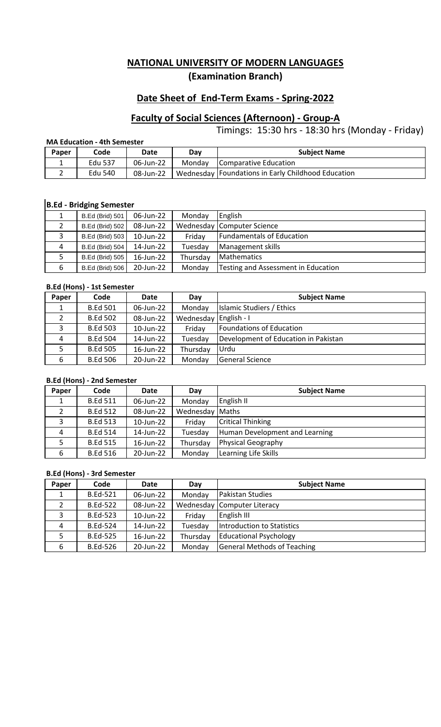# NATIONAL UNIVERSITY OF MODERN LANGUAGES

## (Examination Branch)

## Date Sheet of End-Term Exams - Spring-2022

## Faculty of Social Sciences (Afternoon) - Group-A

Timings: 15:30 hrs - 18:30 hrs (Monday - Friday)

**MA Education - 4th Semester**

| Paper | Code | Date | Day | Subject Name |
|---|---|---|---|---|
| 1 | Edu 537 | 06-Jun-22 | Monday | Comparative Education |
| 2 | Edu 540 | 08-Jun-22 | Wednesday | Foundations in Early Childhood Education |

**B.Ed - Bridging Semester**

| Paper | Code | Date | Day | Subject Name |
|---|---|---|---|---|
| 1 | B.Ed (Brid) 501 | 06-Jun-22 | Monday | English |
| 2 | B.Ed (Brid) 502 | 08-Jun-22 | Wednesday | Computer Science |
| 3 | B.Ed (Brid) 503 | 10-Jun-22 | Friday | Fundamentals of Education |
| 4 | B.Ed (Brid) 504 | 14-Jun-22 | Tuesday | Management skills |
| 5 | B.Ed (Brid) 505 | 16-Jun-22 | Thursday | Mathematics |
| 6 | B.Ed (Brid) 506 | 20-Jun-22 | Monday | Testing and Assessment in Education |

**B.Ed (Hons) - 1st Semester**

| Paper | Code | Date | Day | Subject Name |
|---|---|---|---|---|
| 1 | B.Ed 501 | 06-Jun-22 | Monday | Islamic Studiers / Ethics |
| 2 | B.Ed 502 | 08-Jun-22 | Wednesday | English - I |
| 3 | B.Ed 503 | 10-Jun-22 | Friday | Foundations of Education |
| 4 | B.Ed 504 | 14-Jun-22 | Tuesday | Development of Education in Pakistan |
| 5 | B.Ed 505 | 16-Jun-22 | Thursday | Urdu |
| 6 | B.Ed 506 | 20-Jun-22 | Monday | General Science |

**B.Ed (Hons) - 2nd Semester**

| Paper | Code | Date | Day | Subject Name |
|---|---|---|---|---|
| 1 | B.Ed 511 | 06-Jun-22 | Monday | English II |
| 2 | B.Ed 512 | 08-Jun-22 | Wednesday | Maths |
| 3 | B.Ed 513 | 10-Jun-22 | Friday | Critical Thinking |
| 4 | B.Ed 514 | 14-Jun-22 | Tuesday | Human Development and Learning |
| 5 | B.Ed 515 | 16-Jun-22 | Thursday | Physical Geography |
| 6 | B.Ed 516 | 20-Jun-22 | Monday | Learning Life Skills |

**B.Ed (Hons) - 3rd Semester**

| Paper | Code | Date | Day | Subject Name |
|---|---|---|---|---|
| 1 | B.Ed-521 | 06-Jun-22 | Monday | Pakistan Studies |
| 2 | B.Ed-522 | 08-Jun-22 | Wednesday | Computer Literacy |
| 3 | B.Ed-523 | 10-Jun-22 | Friday | English III |
| 4 | B.Ed-524 | 14-Jun-22 | Tuesday | Introduction to Statistics |
| 5 | B.Ed-525 | 16-Jun-22 | Thursday | Educational Psychology |
| 6 | B.Ed-526 | 20-Jun-22 | Monday | General Methods of Teaching |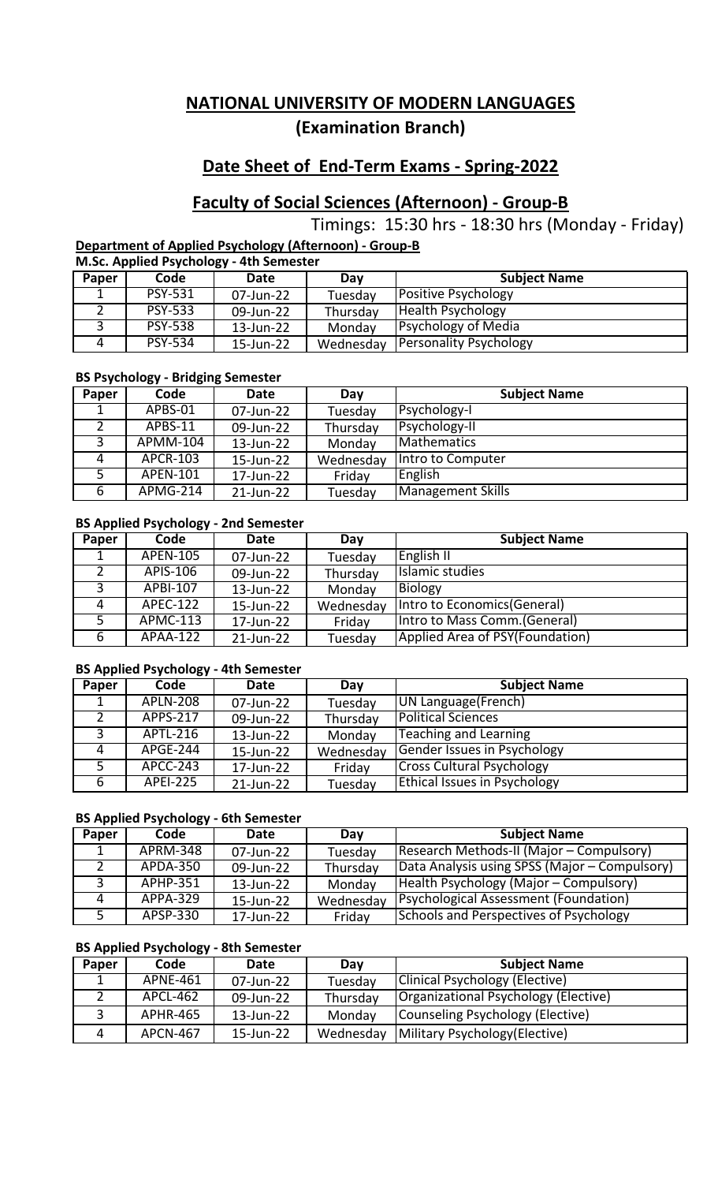# NATIONAL UNIVERSITY OF MODERN LANGUAGES

## (Examination Branch)

## Date Sheet of End-Term Exams - Spring-2022

## Faculty of Social Sciences (Afternoon) - Group-B

Timings: 15:30 hrs - 18:30 hrs (Monday - Friday)

**Department of Applied Psychology (Afternoon) - Group-B**

**M.Sc. Applied Psychology - 4th Semester**

| Paper | Code | Date | Day | Subject Name |
|---|---|---|---|---|
| 1 | PSY-531 | 07-Jun-22 | Tuesday | Positive Psychology |
| 2 | PSY-533 | 09-Jun-22 | Thursday | Health Psychology |
| 3 | PSY-538 | 13-Jun-22 | Monday | Psychology of Media |
| 4 | PSY-534 | 15-Jun-22 | Wednesday | Personality Psychology |

**BS Psychology - Bridging Semester**

| Paper | Code | Date | Day | Subject Name |
|---|---|---|---|---|
| 1 | APBS-01 | 07-Jun-22 | Tuesday | Psychology-I |
| 2 | APBS-11 | 09-Jun-22 | Thursday | Psychology-II |
| 3 | APMM-104 | 13-Jun-22 | Monday | Mathematics |
| 4 | APCR-103 | 15-Jun-22 | Wednesday | Intro to Computer |
| 5 | APEN-101 | 17-Jun-22 | Friday | English |
| 6 | APMG-214 | 21-Jun-22 | Tuesday | Management Skills |

**BS Applied Psychology - 2nd Semester**

| Paper | Code | Date | Day | Subject Name |
|---|---|---|---|---|
| 1 | APEN-105 | 07-Jun-22 | Tuesday | English II |
| 2 | APIS-106 | 09-Jun-22 | Thursday | Islamic studies |
| 3 | APBI-107 | 13-Jun-22 | Monday | Biology |
| 4 | APEC-122 | 15-Jun-22 | Wednesday | Intro to Economics(General) |
| 5 | APMC-113 | 17-Jun-22 | Friday | Intro to Mass Comm.(General) |
| 6 | APAA-122 | 21-Jun-22 | Tuesday | Applied Area of PSY(Foundation) |

**BS Applied Psychology - 4th Semester**

| Paper | Code | Date | Day | Subject Name |
|---|---|---|---|---|
| 1 | APLN-208 | 07-Jun-22 | Tuesday | UN Language(French) |
| 2 | APPS-217 | 09-Jun-22 | Thursday | Political Sciences |
| 3 | APTL-216 | 13-Jun-22 | Monday | Teaching and Learning |
| 4 | APGE-244 | 15-Jun-22 | Wednesday | Gender Issues in Psychology |
| 5 | APCC-243 | 17-Jun-22 | Friday | Cross Cultural Psychology |
| 6 | APEI-225 | 21-Jun-22 | Tuesday | Ethical Issues in Psychology |

**BS Applied Psychology - 6th Semester**

| Paper | Code | Date | Day | Subject Name |
|---|---|---|---|---|
| 1 | APRM-348 | 07-Jun-22 | Tuesday | Research Methods-II (Major – Compulsory) |
| 2 | APDA-350 | 09-Jun-22 | Thursday | Data Analysis using SPSS (Major – Compulsory) |
| 3 | APHP-351 | 13-Jun-22 | Monday | Health Psychology (Major – Compulsory) |
| 4 | APPA-329 | 15-Jun-22 | Wednesday | Psychological Assessment (Foundation) |
| 5 | APSP-330 | 17-Jun-22 | Friday | Schools and Perspectives of Psychology |

**BS Applied Psychology - 8th Semester**

| Paper | Code | Date | Day | Subject Name |
|---|---|---|---|---|
| 1 | APNE-461 | 07-Jun-22 | Tuesday | Clinical Psychology (Elective) |
| 2 | APCL-462 | 09-Jun-22 | Thursday | Organizational Psychology (Elective) |
| 3 | APHR-465 | 13-Jun-22 | Monday | Counseling Psychology (Elective) |
| 4 | APCN-467 | 15-Jun-22 | Wednesday | Military Psychology(Elective) |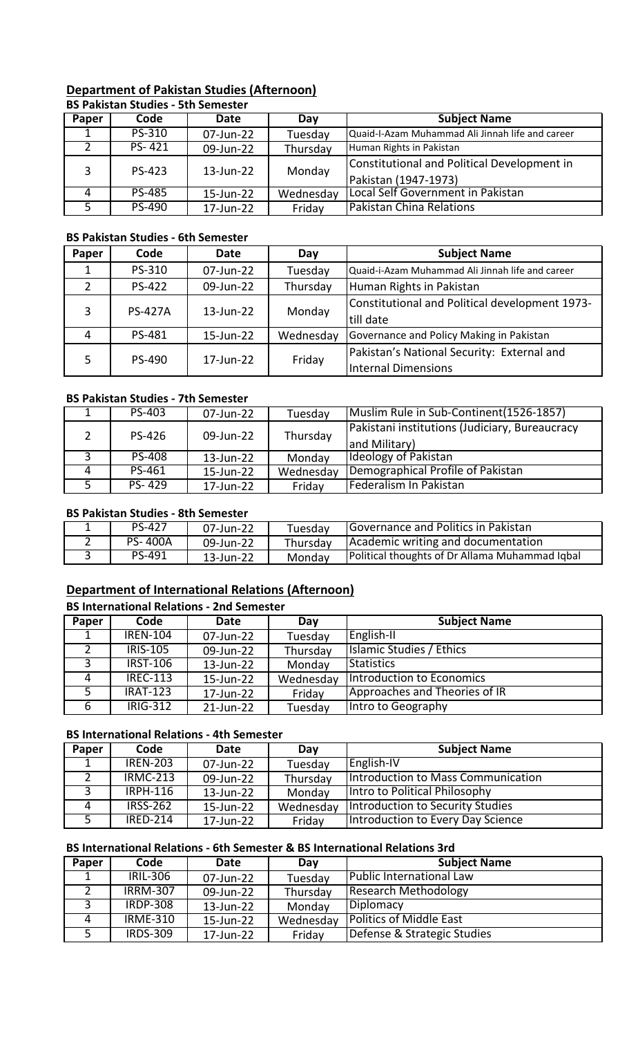## Department of Pakistan Studies (Afternoon)

### BS Pakistan Studies - 5th Semester

| Paper | Code | Date | Day | Subject Name |
|---|---|---|---|---|
| 1 | PS-310 | 07-Jun-22 | Tuesday | Quaid-I-Azam Muhammad Ali Jinnah life and career |
| 2 | PS- 421 | 09-Jun-22 | Thursday | Human Rights in Pakistan |
| 3 | PS-423 | 13-Jun-22 | Monday | Constitutional and Political Development in Pakistan (1947-1973) |
| 4 | PS-485 | 15-Jun-22 | Wednesday | Local Self Government in Pakistan |
| 5 | PS-490 | 17-Jun-22 | Friday | Pakistan China Relations |

### BS Pakistan Studies - 6th Semester

| Paper | Code | Date | Day | Subject Name |
|---|---|---|---|---|
| 1 | PS-310 | 07-Jun-22 | Tuesday | Quaid-i-Azam Muhammad Ali Jinnah life and career |
| 2 | PS-422 | 09-Jun-22 | Thursday | Human Rights in Pakistan |
| 3 | PS-427A | 13-Jun-22 | Monday | Constitutional and Political development 1973-till date |
| 4 | PS-481 | 15-Jun-22 | Wednesday | Governance and Policy Making in Pakistan |
| 5 | PS-490 | 17-Jun-22 | Friday | Pakistan's National Security: External and Internal Dimensions |

### BS Pakistan Studies - 7th Semester

| | | | | |
|---|---|---|---|---|
| 1 | PS-403 | 07-Jun-22 | Tuesday | Muslim Rule in Sub-Continent(1526-1857) |
| 2 | PS-426 | 09-Jun-22 | Thursday | Pakistani institutions (Judiciary, Bureaucracy and Military) |
| 3 | PS-408 | 13-Jun-22 | Monday | Ideology of Pakistan |
| 4 | PS-461 | 15-Jun-22 | Wednesday | Demographical Profile of Pakistan |
| 5 | PS- 429 | 17-Jun-22 | Friday | Federalism In Pakistan |

### BS Pakistan Studies - 8th Semester

| | | | | |
|---|---|---|---|---|
| 1 | PS-427 | 07-Jun-22 | Tuesday | Governance and Politics in Pakistan |
| 2 | PS- 400A | 09-Jun-22 | Thursday | Academic writing and documentation |
| 3 | PS-491 | 13-Jun-22 | Monday | Political thoughts of Dr Allama Muhammad Iqbal |

## Department of International Relations (Afternoon)

### BS International Relations - 2nd Semester

| Paper | Code | Date | Day | Subject Name |
|---|---|---|---|---|
| 1 | IREN-104 | 07-Jun-22 | Tuesday | English-II |
| 2 | IRIS-105 | 09-Jun-22 | Thursday | Islamic Studies / Ethics |
| 3 | IRST-106 | 13-Jun-22 | Monday | Statistics |
| 4 | IREC-113 | 15-Jun-22 | Wednesday | Introduction to Economics |
| 5 | IRAT-123 | 17-Jun-22 | Friday | Approaches and Theories of IR |
| 6 | IRIG-312 | 21-Jun-22 | Tuesday | Intro to Geography |

### BS International Relations - 4th Semester

| Paper | Code | Date | Day | Subject Name |
|---|---|---|---|---|
| 1 | IREN-203 | 07-Jun-22 | Tuesday | English-IV |
| 2 | IRMC-213 | 09-Jun-22 | Thursday | Introduction to Mass Communication |
| 3 | IRPH-116 | 13-Jun-22 | Monday | Intro to Political Philosophy |
| 4 | IRSS-262 | 15-Jun-22 | Wednesday | Introduction to Security Studies |
| 5 | IRED-214 | 17-Jun-22 | Friday | Introduction to Every Day Science |

### BS International Relations - 6th Semester & BS International Relations 3rd

| Paper | Code | Date | Day | Subject Name |
|---|---|---|---|---|
| 1 | IRIL-306 | 07-Jun-22 | Tuesday | Public International Law |
| 2 | IRRM-307 | 09-Jun-22 | Thursday | Research Methodology |
| 3 | IRDP-308 | 13-Jun-22 | Monday | Diplomacy |
| 4 | IRME-310 | 15-Jun-22 | Wednesday | Politics of Middle East |
| 5 | IRDS-309 | 17-Jun-22 | Friday | Defense & Strategic Studies |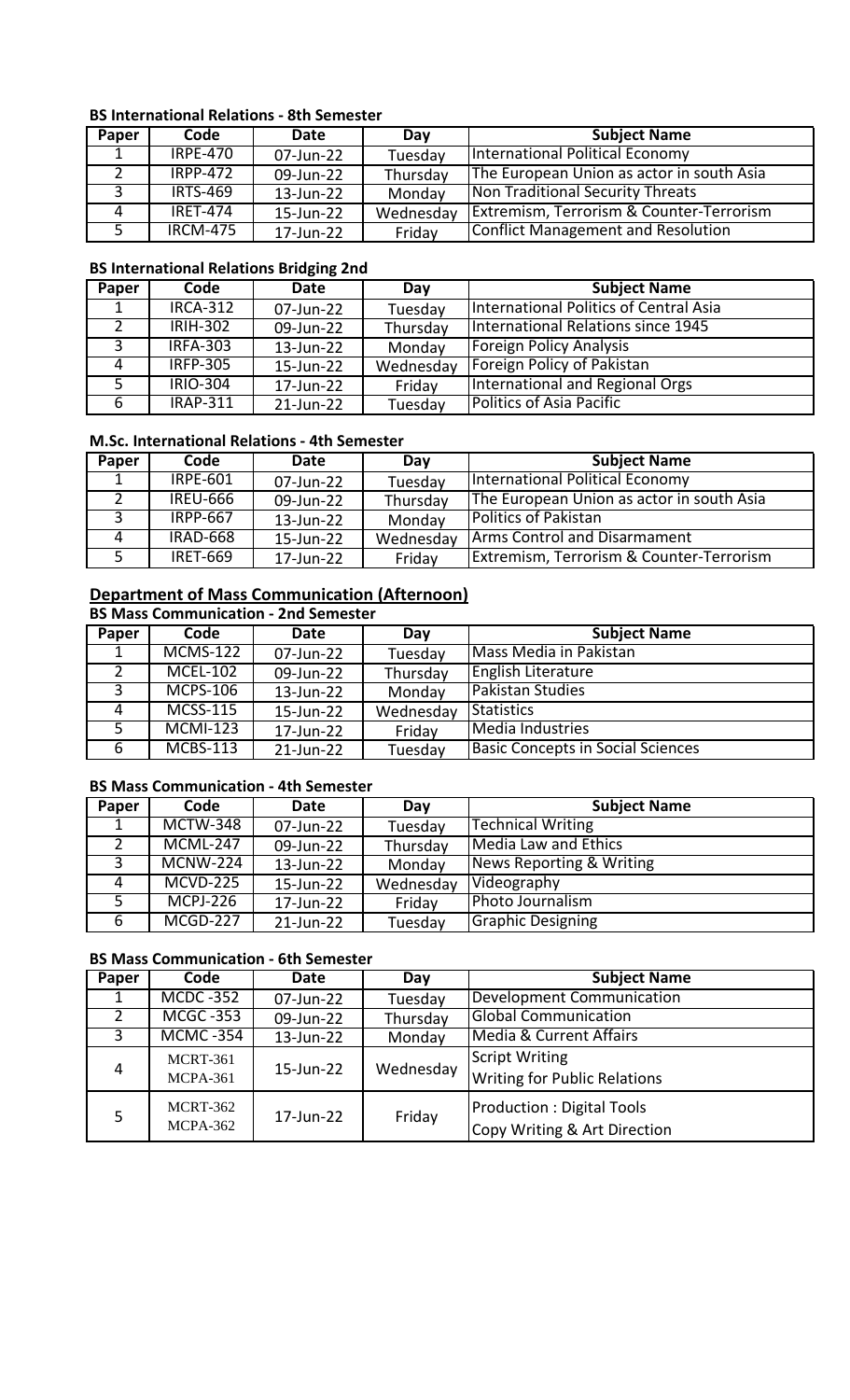**BS International Relations - 8th Semester**

| Paper | Code | Date | Day | Subject Name |
|---|---|---|---|---|
| 1 | IRPE-470 | 07-Jun-22 | Tuesday | International Political Economy |
| 2 | IRPP-472 | 09-Jun-22 | Thursday | The European Union as actor in south Asia |
| 3 | IRTS-469 | 13-Jun-22 | Monday | Non Traditional Security Threats |
| 4 | IRET-474 | 15-Jun-22 | Wednesday | Extremism, Terrorism & Counter-Terrorism |
| 5 | IRCM-475 | 17-Jun-22 | Friday | Conflict Management and Resolution |

**BS International Relations Bridging 2nd**

| Paper | Code | Date | Day | Subject Name |
|---|---|---|---|---|
| 1 | IRCA-312 | 07-Jun-22 | Tuesday | International Politics of Central Asia |
| 2 | IRIH-302 | 09-Jun-22 | Thursday | International Relations since 1945 |
| 3 | IRFA-303 | 13-Jun-22 | Monday | Foreign Policy Analysis |
| 4 | IRFP-305 | 15-Jun-22 | Wednesday | Foreign Policy of Pakistan |
| 5 | IRIO-304 | 17-Jun-22 | Friday | International and Regional Orgs |
| 6 | IRAP-311 | 21-Jun-22 | Tuesday | Politics of Asia Pacific |

**M.Sc. International Relations - 4th Semester**

| Paper | Code | Date | Day | Subject Name |
|---|---|---|---|---|
| 1 | IRPE-601 | 07-Jun-22 | Tuesday | International Political Economy |
| 2 | IREU-666 | 09-Jun-22 | Thursday | The European Union as actor in south Asia |
| 3 | IRPP-667 | 13-Jun-22 | Monday | Politics of Pakistan |
| 4 | IRAD-668 | 15-Jun-22 | Wednesday | Arms Control and Disarmament |
| 5 | IRET-669 | 17-Jun-22 | Friday | Extremism, Terrorism & Counter-Terrorism |

## Department of Mass Communication (Afternoon)

**BS Mass Communication - 2nd Semester**

| Paper | Code | Date | Day | Subject Name |
|---|---|---|---|---|
| 1 | MCMS-122 | 07-Jun-22 | Tuesday | Mass Media in Pakistan |
| 2 | MCEL-102 | 09-Jun-22 | Thursday | English Literature |
| 3 | MCPS-106 | 13-Jun-22 | Monday | Pakistan Studies |
| 4 | MCSS-115 | 15-Jun-22 | Wednesday | Statistics |
| 5 | MCMI-123 | 17-Jun-22 | Friday | Media Industries |
| 6 | MCBS-113 | 21-Jun-22 | Tuesday | Basic Concepts in Social Sciences |

**BS Mass Communication - 4th Semester**

| Paper | Code | Date | Day | Subject Name |
|---|---|---|---|---|
| 1 | MCTW-348 | 07-Jun-22 | Tuesday | Technical Writing |
| 2 | MCML-247 | 09-Jun-22 | Thursday | Media Law and Ethics |
| 3 | MCNW-224 | 13-Jun-22 | Monday | News Reporting & Writing |
| 4 | MCVD-225 | 15-Jun-22 | Wednesday | Videography |
| 5 | MCPJ-226 | 17-Jun-22 | Friday | Photo Journalism |
| 6 | MCGD-227 | 21-Jun-22 | Tuesday | Graphic Designing |

**BS Mass Communication - 6th Semester**

| Paper | Code | Date | Day | Subject Name |
|---|---|---|---|---|
| 1 | MCDC -352 | 07-Jun-22 | Tuesday | Development Communication |
| 2 | MCGC -353 | 09-Jun-22 | Thursday | Global Communication |
| 3 | MCMC -354 | 13-Jun-22 | Monday | Media & Current Affairs |
| 4 | MCRT-361<br>MCPA-361 | 15-Jun-22 | Wednesday | Script Writing<br>Writing for Public Relations |
| 5 | MCRT-362<br>MCPA-362 | 17-Jun-22 | Friday | Production : Digital Tools<br>Copy Writing & Art Direction |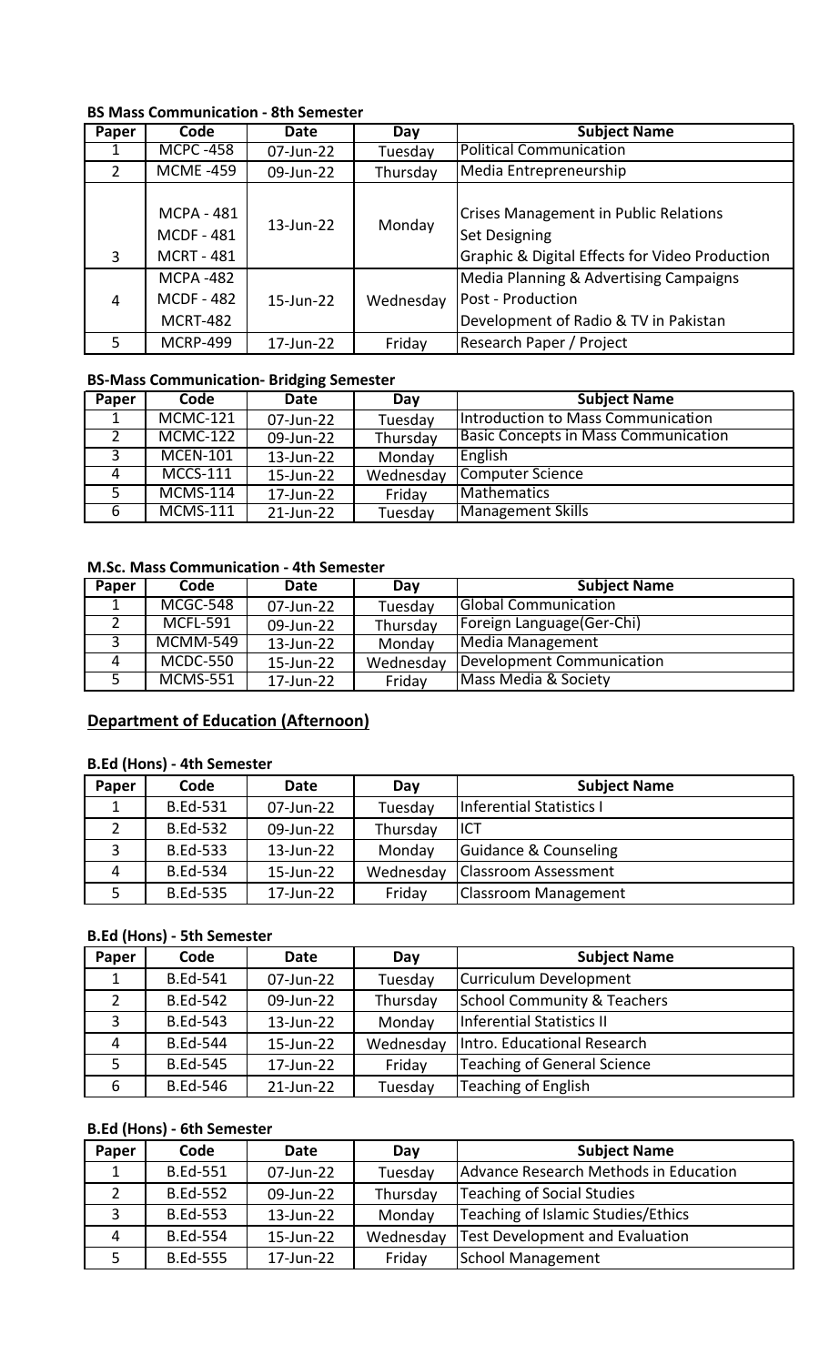**BS Mass Communication - 8th Semester**

| Paper | Code | Date | Day | Subject Name |
|---|---|---|---|---|
| 1 | MCPC -458 | 07-Jun-22 | Tuesday | Political Communication |
| 2 | MCME -459 | 09-Jun-22 | Thursday | Media Entrepreneurship |
| 3 | MCPA - 481<br>MCDF - 481<br>MCRT - 481 | 13-Jun-22 | Monday | Crises Management in Public Relations<br>Set Designing<br>Graphic & Digital Effects for Video Production |
| 4 | MCPA -482<br>MCDF - 482<br>MCRT-482 | 15-Jun-22 | Wednesday | Media Planning & Advertising Campaigns<br>Post - Production<br>Development of Radio & TV in Pakistan |
| 5 | MCRP-499 | 17-Jun-22 | Friday | Research Paper / Project |

**BS-Mass Communication- Bridging Semester**

| Paper | Code | Date | Day | Subject Name |
|---|---|---|---|---|
| 1 | MCMC-121 | 07-Jun-22 | Tuesday | Introduction to Mass Communication |
| 2 | MCMC-122 | 09-Jun-22 | Thursday | Basic Concepts in Mass Communication |
| 3 | MCEN-101 | 13-Jun-22 | Monday | English |
| 4 | MCCS-111 | 15-Jun-22 | Wednesday | Computer Science |
| 5 | MCMS-114 | 17-Jun-22 | Friday | Mathematics |
| 6 | MCMS-111 | 21-Jun-22 | Tuesday | Management Skills |

**M.Sc. Mass Communication - 4th Semester**

| Paper | Code | Date | Day | Subject Name |
|---|---|---|---|---|
| 1 | MCGC-548 | 07-Jun-22 | Tuesday | Global Communication |
| 2 | MCFL-591 | 09-Jun-22 | Thursday | Foreign Language(Ger-Chi) |
| 3 | MCMM-549 | 13-Jun-22 | Monday | Media Management |
| 4 | MCDC-550 | 15-Jun-22 | Wednesday | Development Communication |
| 5 | MCMS-551 | 17-Jun-22 | Friday | Mass Media & Society |

## Department of Education (Afternoon)

**B.Ed (Hons) - 4th Semester**

| Paper | Code | Date | Day | Subject Name |
|---|---|---|---|---|
| 1 | B.Ed-531 | 07-Jun-22 | Tuesday | Inferential Statistics I |
| 2 | B.Ed-532 | 09-Jun-22 | Thursday | ICT |
| 3 | B.Ed-533 | 13-Jun-22 | Monday | Guidance & Counseling |
| 4 | B.Ed-534 | 15-Jun-22 | Wednesday | Classroom Assessment |
| 5 | B.Ed-535 | 17-Jun-22 | Friday | Classroom Management |

**B.Ed (Hons) - 5th Semester**

| Paper | Code | Date | Day | Subject Name |
|---|---|---|---|---|
| 1 | B.Ed-541 | 07-Jun-22 | Tuesday | Curriculum Development |
| 2 | B.Ed-542 | 09-Jun-22 | Thursday | School Community & Teachers |
| 3 | B.Ed-543 | 13-Jun-22 | Monday | Inferential Statistics II |
| 4 | B.Ed-544 | 15-Jun-22 | Wednesday | Intro. Educational Research |
| 5 | B.Ed-545 | 17-Jun-22 | Friday | Teaching of General Science |
| 6 | B.Ed-546 | 21-Jun-22 | Tuesday | Teaching of English |

**B.Ed (Hons) - 6th Semester**

| Paper | Code | Date | Day | Subject Name |
|---|---|---|---|---|
| 1 | B.Ed-551 | 07-Jun-22 | Tuesday | Advance Research Methods in Education |
| 2 | B.Ed-552 | 09-Jun-22 | Thursday | Teaching of Social Studies |
| 3 | B.Ed-553 | 13-Jun-22 | Monday | Teaching of Islamic Studies/Ethics |
| 4 | B.Ed-554 | 15-Jun-22 | Wednesday | Test Development and Evaluation |
| 5 | B.Ed-555 | 17-Jun-22 | Friday | School Management |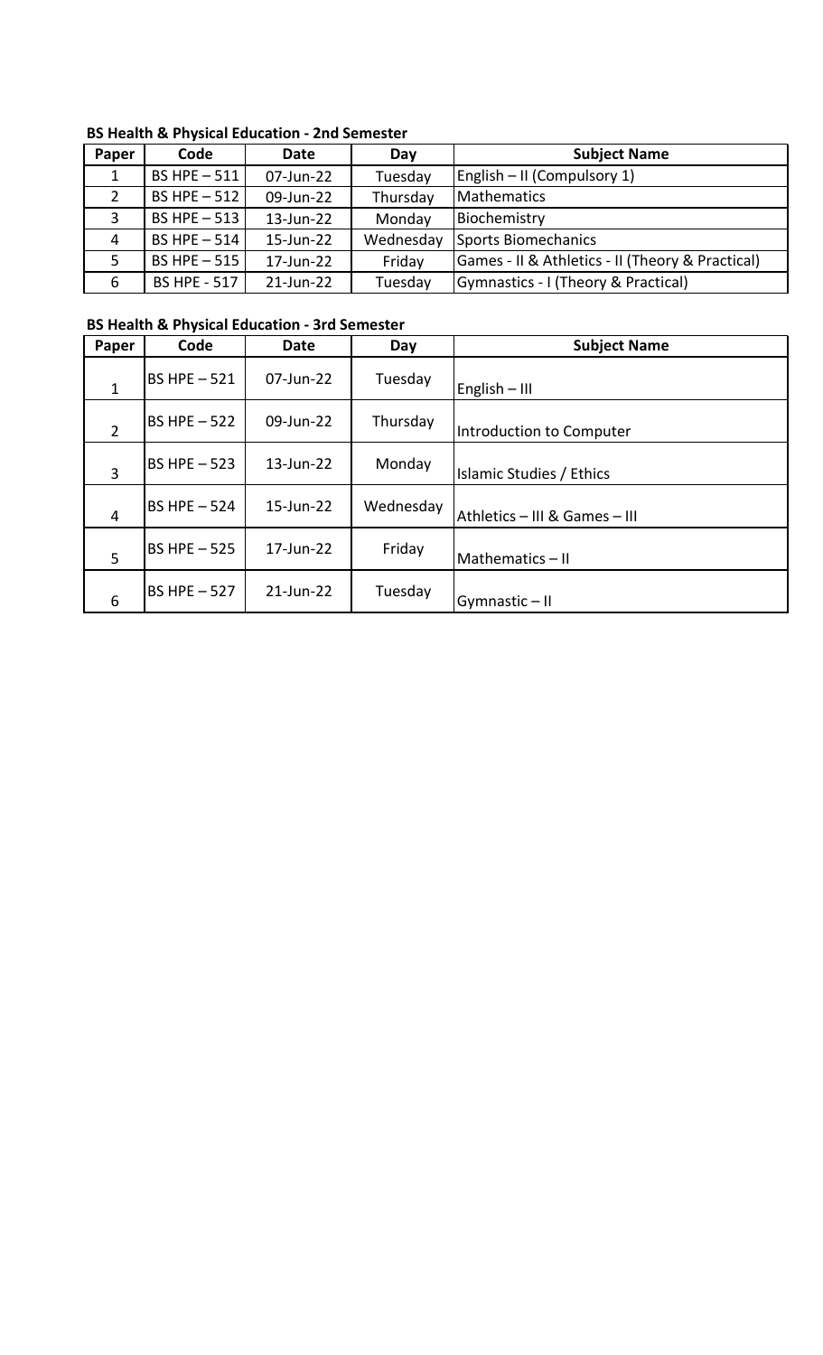**BS Health & Physical Education - 2nd Semester**

| Paper | Code | Date | Day | Subject Name |
|---|---|---|---|---|
| 1 | BS HPE – 511 | 07-Jun-22 | Tuesday | English – II (Compulsory 1) |
| 2 | BS HPE – 512 | 09-Jun-22 | Thursday | Mathematics |
| 3 | BS HPE – 513 | 13-Jun-22 | Monday | Biochemistry |
| 4 | BS HPE – 514 | 15-Jun-22 | Wednesday | Sports Biomechanics |
| 5 | BS HPE – 515 | 17-Jun-22 | Friday | Games - II & Athletics - II (Theory & Practical) |
| 6 | BS HPE - 517 | 21-Jun-22 | Tuesday | Gymnastics - I (Theory & Practical) |

**BS Health & Physical Education - 3rd Semester**

| Paper | Code | Date | Day | Subject Name |
|---|---|---|---|---|
| 1 | BS HPE – 521 | 07-Jun-22 | Tuesday | English – III |
| 2 | BS HPE – 522 | 09-Jun-22 | Thursday | Introduction to Computer |
| 3 | BS HPE – 523 | 13-Jun-22 | Monday | Islamic Studies / Ethics |
| 4 | BS HPE – 524 | 15-Jun-22 | Wednesday | Athletics – III & Games – III |
| 5 | BS HPE – 525 | 17-Jun-22 | Friday | Mathematics – II |
| 6 | BS HPE – 527 | 21-Jun-22 | Tuesday | Gymnastic – II |